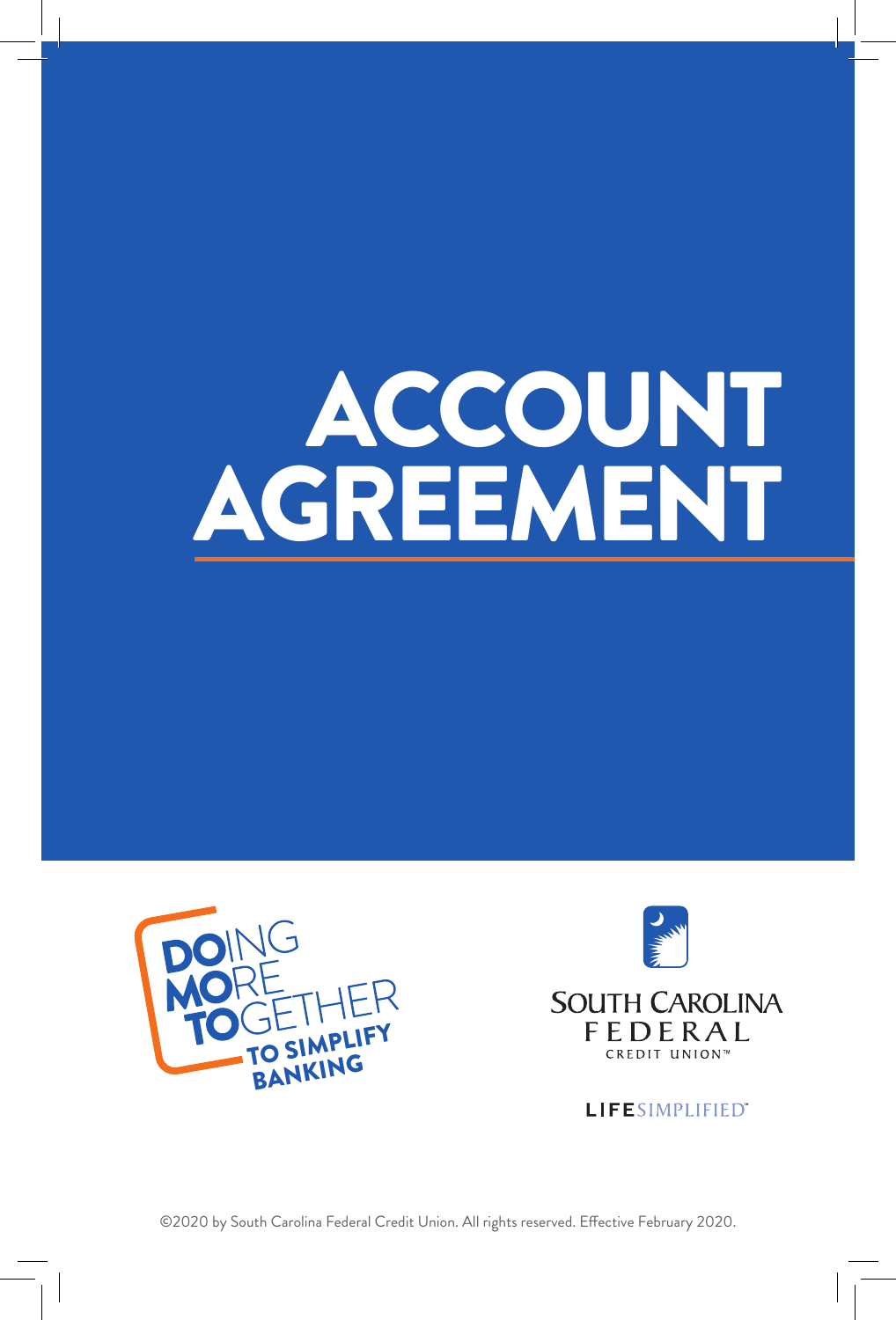# ACCOUNT AGREEMENT

DOING MORE TOGETHER TO SIMPLIFY BANKING

SOUTH CAROLINA FEDERAL CREDIT UNION™

LIFESIMPLIFIED℠

©2020 by South Carolina Federal Credit Union. All rights reserved. Effective February 2020.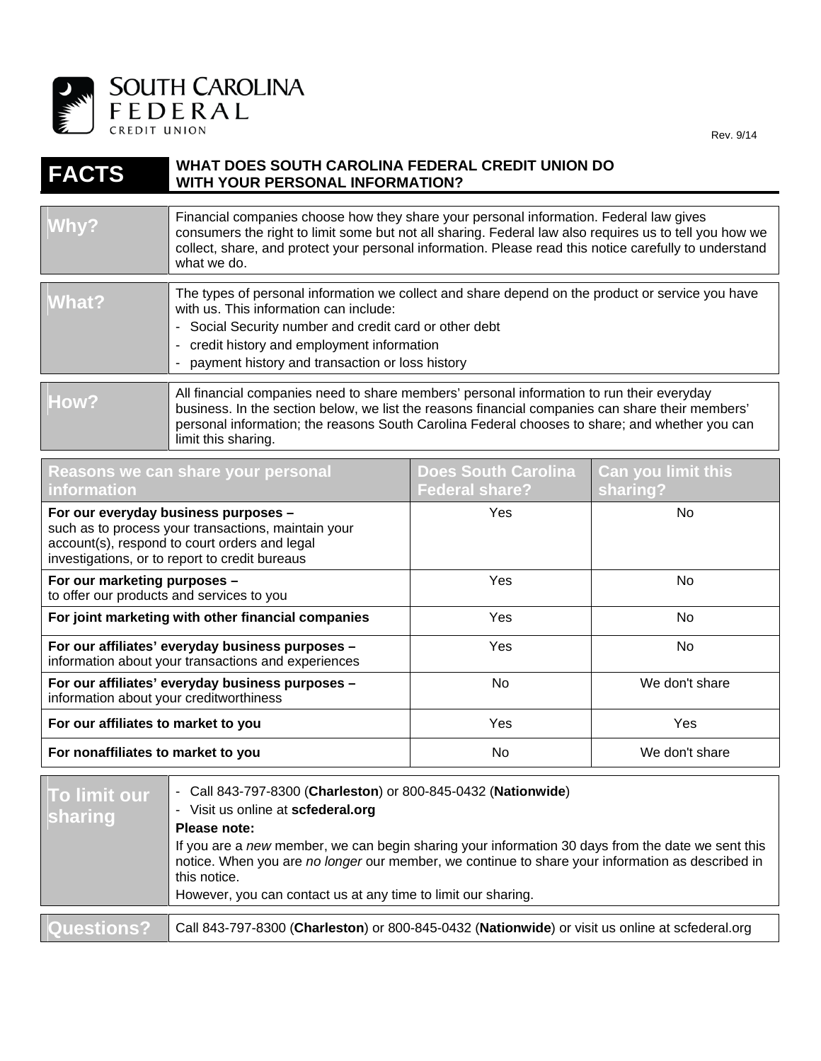SOUTH CAROLINA FEDERAL CREDIT UNION

Rev. 9/14

# FACTS — WHAT DOES SOUTH CAROLINA FEDERAL CREDIT UNION DO WITH YOUR PERSONAL INFORMATION?

| | |
|---|---|
| **Why?** | Financial companies choose how they share your personal information. Federal law gives consumers the right to limit some but not all sharing. Federal law also requires us to tell you how we collect, share, and protect your personal information. Please read this notice carefully to understand what we do. |
| **What?** | The types of personal information we collect and share depend on the product or service you have with us. This information can include:<br>- Social Security number and credit card or other debt<br>- credit history and employment information<br>- payment history and transaction or loss history |
| **How?** | All financial companies need to share members' personal information to run their everyday business. In the section below, we list the reasons financial companies can share their members' personal information; the reasons South Carolina Federal chooses to share; and whether you can limit this sharing. |

| Reasons we can share your personal information | Does South Carolina Federal share? | Can you limit this sharing? |
|---|---|---|
| **For our everyday business purposes –** such as to process your transactions, maintain your account(s), respond to court orders and legal investigations, or to report to credit bureaus | Yes | No |
| **For our marketing purposes –** to offer our products and services to you | Yes | No |
| **For joint marketing with other financial companies** | Yes | No |
| **For our affiliates' everyday business purposes –** information about your transactions and experiences | Yes | No |
| **For our affiliates' everyday business purposes –** information about your creditworthiness | No | We don't share |
| **For our affiliates to market to you** | Yes | Yes |
| **For nonaffiliates to market to you** | No | We don't share |

| | |
|---|---|
| **To limit our sharing** | - Call 843-797-8300 (**Charleston**) or 800-845-0432 (**Nationwide**)<br>- Visit us online at **scfederal.org**<br>**Please note:**<br>If you are a *new* member, we can begin sharing your information 30 days from the date we sent this notice. When you are *no longer* our member, we continue to share your information as described in this notice.<br>However, you can contact us at any time to limit our sharing. |
| **Questions?** | Call 843-797-8300 (**Charleston**) or 800-845-0432 (**Nationwide**) or visit us online at scfederal.org |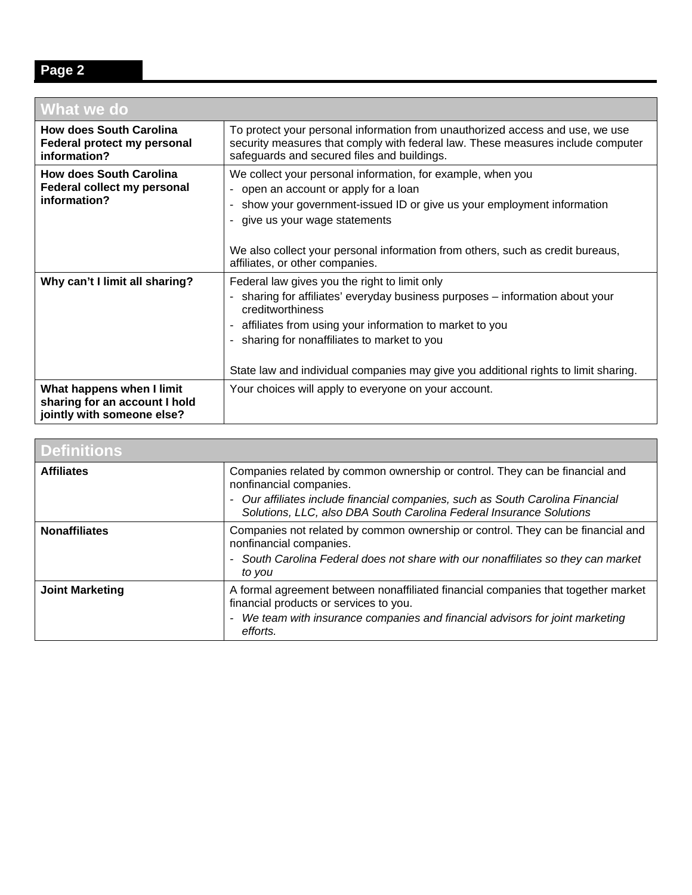## What we do

| What we do | |
|---|---|
| **How does South Carolina Federal protect my personal information?** | To protect your personal information from unauthorized access and use, we use security measures that comply with federal law. These measures include computer safeguards and secured files and buildings. |
| **How does South Carolina Federal collect my personal information?** | We collect your personal information, for example, when you<br>- open an account or apply for a loan<br>- show your government-issued ID or give us your employment information<br>- give us your wage statements<br><br>We also collect your personal information from others, such as credit bureaus, affiliates, or other companies. |
| **Why can't I limit all sharing?** | Federal law gives you the right to limit only<br>- sharing for affiliates' everyday business purposes – information about your creditworthiness<br>- affiliates from using your information to market to you<br>- sharing for nonaffiliates to market to you<br><br>State law and individual companies may give you additional rights to limit sharing. |
| **What happens when I limit sharing for an account I hold jointly with someone else?** | Your choices will apply to everyone on your account. |

## Definitions

| Definitions | |
|---|---|
| **Affiliates** | Companies related by common ownership or control. They can be financial and nonfinancial companies.<br>- *Our affiliates include financial companies, such as South Carolina Financial Solutions, LLC, also DBA South Carolina Federal Insurance Solutions* |
| **Nonaffiliates** | Companies not related by common ownership or control. They can be financial and nonfinancial companies.<br>- *South Carolina Federal does not share with our nonaffiliates so they can market to you* |
| **Joint Marketing** | A formal agreement between nonaffiliated financial companies that together market financial products or services to you.<br>- *We team with insurance companies and financial advisors for joint marketing efforts.* |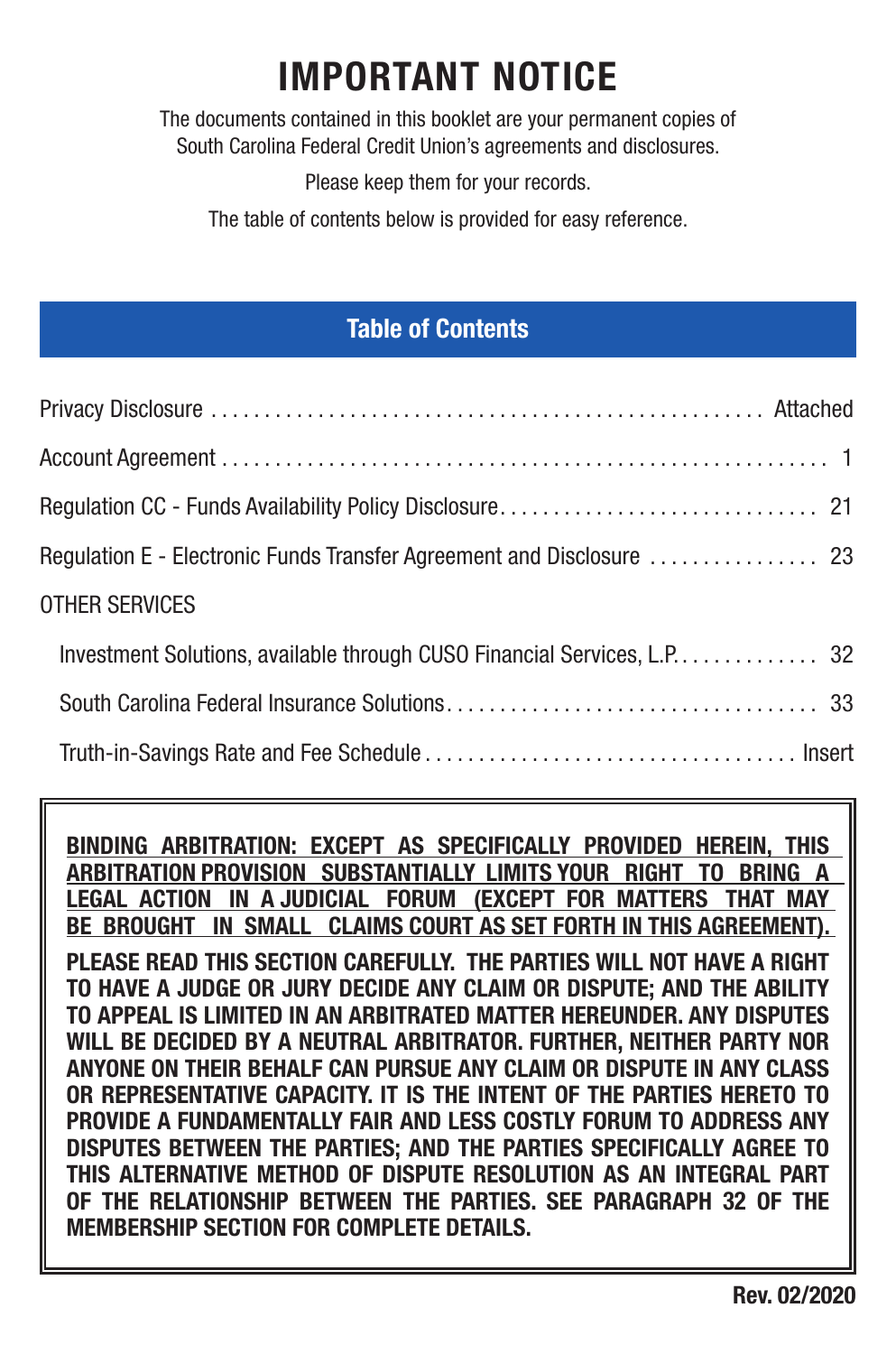# IMPORTANT NOTICE

The documents contained in this booklet are your permanent copies of South Carolina Federal Credit Union's agreements and disclosures.

Please keep them for your records.

The table of contents below is provided for easy reference.

## Table of Contents

| | |
|---|---|
| Privacy Disclosure | Attached |
| Account Agreement | 1 |
| Regulation CC - Funds Availability Policy Disclosure | 21 |
| Regulation E - Electronic Funds Transfer Agreement and Disclosure | 23 |
| OTHER SERVICES | |
| Investment Solutions, available through CUSO Financial Services, L.P. | 32 |
| South Carolina Federal Insurance Solutions | 33 |
| Truth-in-Savings Rate and Fee Schedule | Insert |

**BINDING ARBITRATION: EXCEPT AS SPECIFICALLY PROVIDED HEREIN, THIS ARBITRATION PROVISION SUBSTANTIALLY LIMITS YOUR RIGHT TO BRING A LEGAL ACTION IN A JUDICIAL FORUM (EXCEPT FOR MATTERS THAT MAY BE BROUGHT IN SMALL CLAIMS COURT AS SET FORTH IN THIS AGREEMENT).**

**PLEASE READ THIS SECTION CAREFULLY. THE PARTIES WILL NOT HAVE A RIGHT TO HAVE A JUDGE OR JURY DECIDE ANY CLAIM OR DISPUTE; AND THE ABILITY TO APPEAL IS LIMITED IN AN ARBITRATED MATTER HEREUNDER. ANY DISPUTES WILL BE DECIDED BY A NEUTRAL ARBITRATOR. FURTHER, NEITHER PARTY NOR ANYONE ON THEIR BEHALF CAN PURSUE ANY CLAIM OR DISPUTE IN ANY CLASS OR REPRESENTATIVE CAPACITY. IT IS THE INTENT OF THE PARTIES HERETO TO PROVIDE A FUNDAMENTALLY FAIR AND LESS COSTLY FORUM TO ADDRESS ANY DISPUTES BETWEEN THE PARTIES; AND THE PARTIES SPECIFICALLY AGREE TO THIS ALTERNATIVE METHOD OF DISPUTE RESOLUTION AS AN INTEGRAL PART OF THE RELATIONSHIP BETWEEN THE PARTIES. SEE PARAGRAPH 32 OF THE MEMBERSHIP SECTION FOR COMPLETE DETAILS.**

**Rev. 02/2020**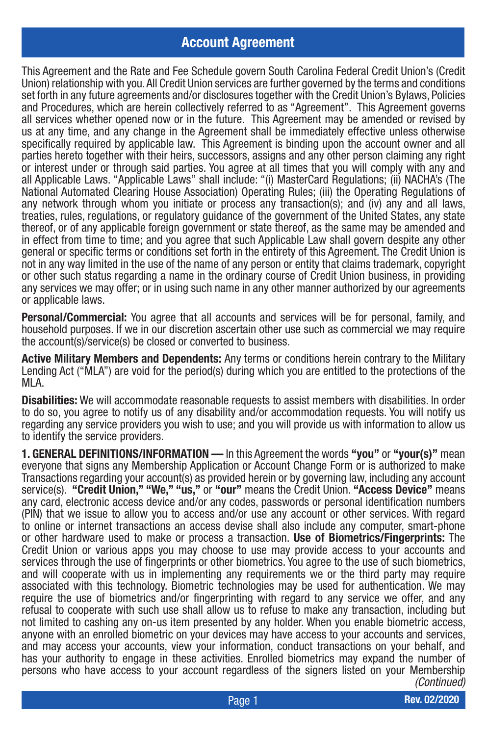# Account Agreement

This Agreement and the Rate and Fee Schedule govern South Carolina Federal Credit Union's (Credit Union) relationship with you. All Credit Union services are further governed by the terms and conditions set forth in any future agreements and/or disclosures together with the Credit Union's Bylaws, Policies and Procedures, which are herein collectively referred to as "Agreement". This Agreement governs all services whether opened now or in the future. This Agreement may be amended or revised by us at any time, and any change in the Agreement shall be immediately effective unless otherwise specifically required by applicable law. This Agreement is binding upon the account owner and all parties hereto together with their heirs, successors, assigns and any other person claiming any right or interest under or through said parties. You agree at all times that you will comply with any and all Applicable Laws. "Applicable Laws" shall include: "(i) MasterCard Regulations; (ii) NACHA's (The National Automated Clearing House Association) Operating Rules; (iii) the Operating Regulations of any network through whom you initiate or process any transaction(s); and (iv) any and all laws, treaties, rules, regulations, or regulatory guidance of the government of the United States, any state thereof, or of any applicable foreign government or state thereof, as the same may be amended and in effect from time to time; and you agree that such Applicable Law shall govern despite any other general or specific terms or conditions set forth in the entirety of this Agreement. The Credit Union is not in any way limited in the use of the name of any person or entity that claims trademark, copyright or other such status regarding a name in the ordinary course of Credit Union business, in providing any services we may offer; or in using such name in any other manner authorized by our agreements or applicable laws.

**Personal/Commercial:** You agree that all accounts and services will be for personal, family, and household purposes. If we in our discretion ascertain other use such as commercial we may require the account(s)/service(s) be closed or converted to business.

**Active Military Members and Dependents:** Any terms or conditions herein contrary to the Military Lending Act ("MLA") are void for the period(s) during which you are entitled to the protections of the MLA.

**Disabilities:** We will accommodate reasonable requests to assist members with disabilities. In order to do so, you agree to notify us of any disability and/or accommodation requests. You will notify us regarding any service providers you wish to use; and you will provide us with information to allow us to identify the service providers.

**1. GENERAL DEFINITIONS/INFORMATION —** In this Agreement the words **"you"** or **"your(s)"** mean everyone that signs any Membership Application or Account Change Form or is authorized to make Transactions regarding your account(s) as provided herein or by governing law, including any account service(s). **"Credit Union," "We," "us,"** or **"our"** means the Credit Union. **"Access Device"** means any card, electronic access device and/or any codes, passwords or personal identification numbers (PIN) that we issue to allow you to access and/or use any account or other services. With regard to online or internet transactions an access devise shall also include any computer, smart-phone or other hardware used to make or process a transaction. **Use of Biometrics/Fingerprints:** The Credit Union or various apps you may choose to use may provide access to your accounts and services through the use of fingerprints or other biometrics. You agree to the use of such biometrics, and will cooperate with us in implementing any requirements we or the third party may require associated with this technology. Biometric technologies may be used for authentication. We may require the use of biometrics and/or fingerprinting with regard to any service we offer, and any refusal to cooperate with such use shall allow us to refuse to make any transaction, including but not limited to cashing any on-us item presented by any holder. When you enable biometric access, anyone with an enrolled biometric on your devices may have access to your accounts and services, and may access your accounts, view your information, conduct transactions on your behalf, and has your authority to engage in these activities. Enrolled biometrics may expand the number of persons who have access to your account regardless of the signers listed on your Membership

*(Continued)*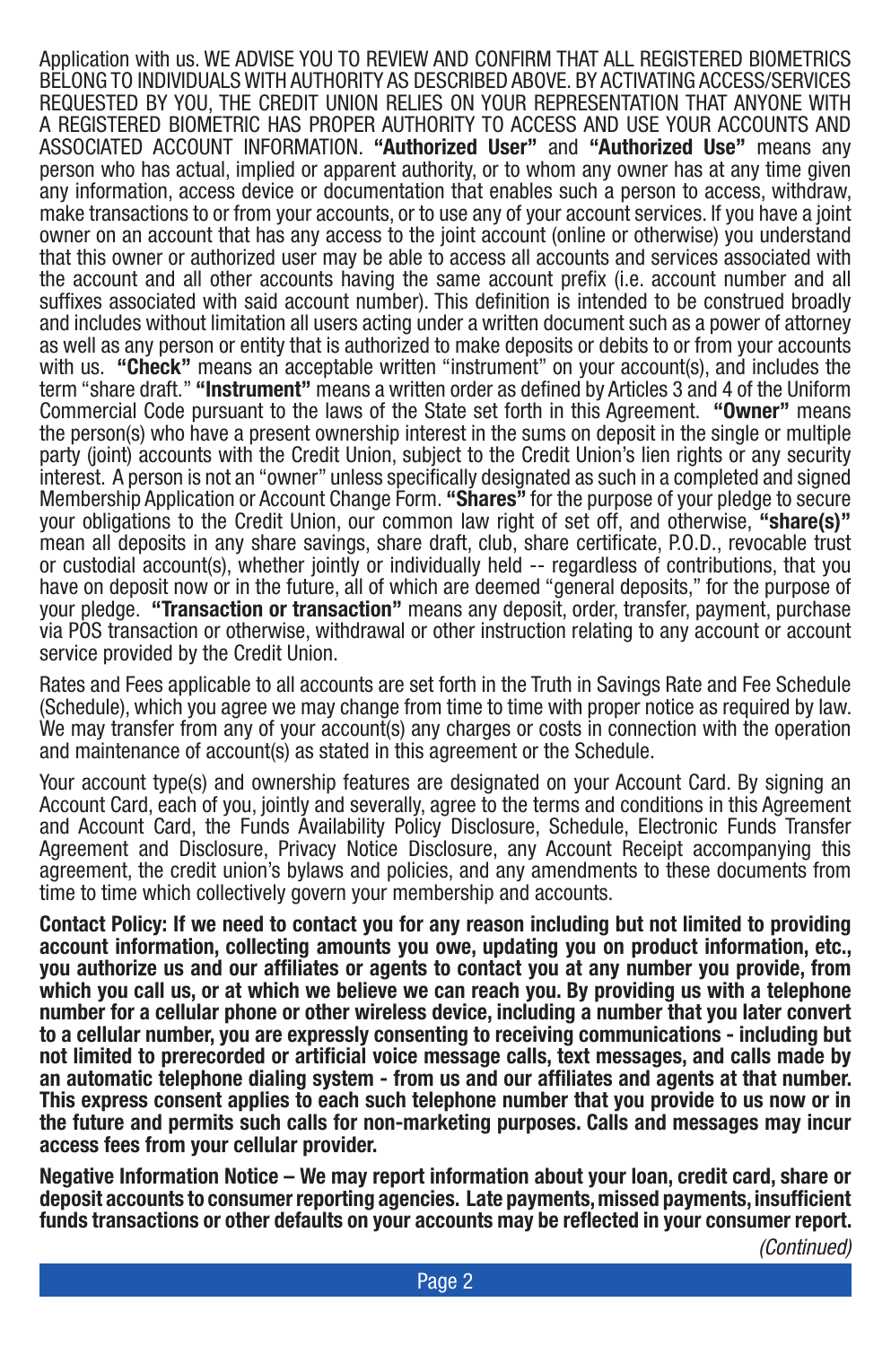Application with us. WE ADVISE YOU TO REVIEW AND CONFIRM THAT ALL REGISTERED BIOMETRICS BELONG TO INDIVIDUALS WITH AUTHORITY AS DESCRIBED ABOVE. BY ACTIVATING ACCESS/SERVICES REQUESTED BY YOU, THE CREDIT UNION RELIES ON YOUR REPRESENTATION THAT ANYONE WITH A REGISTERED BIOMETRIC HAS PROPER AUTHORITY TO ACCESS AND USE YOUR ACCOUNTS AND ASSOCIATED ACCOUNT INFORMATION. **"Authorized User"** and **"Authorized Use"** means any person who has actual, implied or apparent authority, or to whom any owner has at any time given any information, access device or documentation that enables such a person to access, withdraw, make transactions to or from your accounts, or to use any of your account services. If you have a joint owner on an account that has any access to the joint account (online or otherwise) you understand that this owner or authorized user may be able to access all accounts and services associated with the account and all other accounts having the same account prefix (i.e. account number and all suffixes associated with said account number). This definition is intended to be construed broadly and includes without limitation all users acting under a written document such as a power of attorney as well as any person or entity that is authorized to make deposits or debits to or from your accounts with us. **"Check"** means an acceptable written "instrument" on your account(s), and includes the term "share draft." **"Instrument"** means a written order as defined by Articles 3 and 4 of the Uniform Commercial Code pursuant to the laws of the State set forth in this Agreement. **"Owner"** means the person(s) who have a present ownership interest in the sums on deposit in the single or multiple party (joint) accounts with the Credit Union, subject to the Credit Union's lien rights or any security interest. A person is not an "owner" unless specifically designated as such in a completed and signed Membership Application or Account Change Form. **"Shares"** for the purpose of your pledge to secure your obligations to the Credit Union, our common law right of set off, and otherwise, **"share(s)"** mean all deposits in any share savings, share draft, club, share certificate, P.O.D., revocable trust or custodial account(s), whether jointly or individually held -- regardless of contributions, that you have on deposit now or in the future, all of which are deemed "general deposits," for the purpose of your pledge. **"Transaction or transaction"** means any deposit, order, transfer, payment, purchase via POS transaction or otherwise, withdrawal or other instruction relating to any account or account service provided by the Credit Union.

Rates and Fees applicable to all accounts are set forth in the Truth in Savings Rate and Fee Schedule (Schedule), which you agree we may change from time to time with proper notice as required by law. We may transfer from any of your account(s) any charges or costs in connection with the operation and maintenance of account(s) as stated in this agreement or the Schedule.

Your account type(s) and ownership features are designated on your Account Card. By signing an Account Card, each of you, jointly and severally, agree to the terms and conditions in this Agreement and Account Card, the Funds Availability Policy Disclosure, Schedule, Electronic Funds Transfer Agreement and Disclosure, Privacy Notice Disclosure, any Account Receipt accompanying this agreement, the credit union's bylaws and policies, and any amendments to these documents from time to time which collectively govern your membership and accounts.

**Contact Policy: If we need to contact you for any reason including but not limited to providing account information, collecting amounts you owe, updating you on product information, etc., you authorize us and our affiliates or agents to contact you at any number you provide, from which you call us, or at which we believe we can reach you. By providing us with a telephone number for a cellular phone or other wireless device, including a number that you later convert to a cellular number, you are expressly consenting to receiving communications - including but not limited to prerecorded or artificial voice message calls, text messages, and calls made by an automatic telephone dialing system - from us and our affiliates and agents at that number. This express consent applies to each such telephone number that you provide to us now or in the future and permits such calls for non-marketing purposes. Calls and messages may incur access fees from your cellular provider.**

**Negative Information Notice – We may report information about your loan, credit card, share or deposit accounts to consumer reporting agencies. Late payments, missed payments, insufficient funds transactions or other defaults on your accounts may be reflected in your consumer report.**

*(Continued)*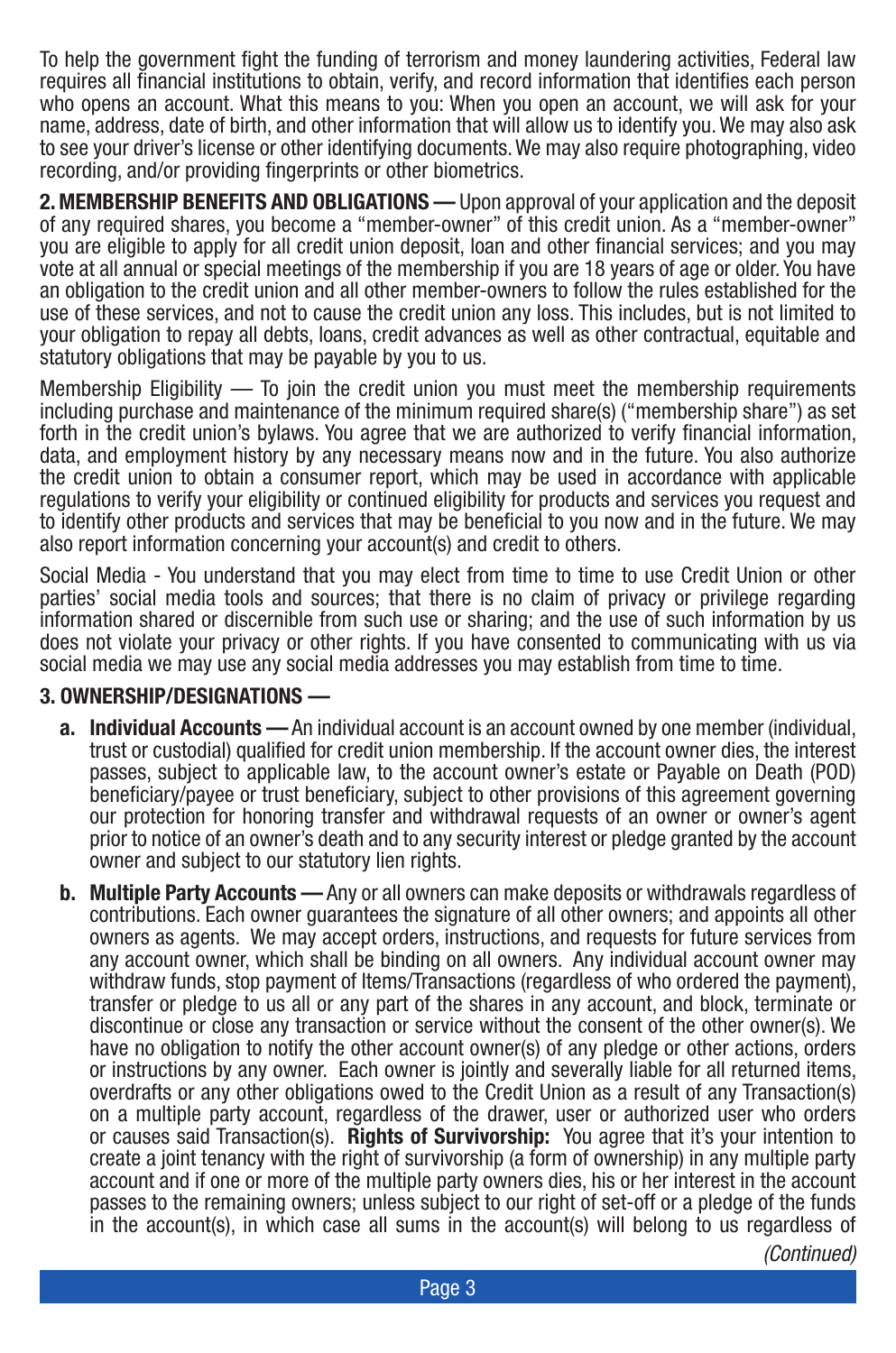To help the government fight the funding of terrorism and money laundering activities, Federal law requires all financial institutions to obtain, verify, and record information that identifies each person who opens an account. What this means to you: When you open an account, we will ask for your name, address, date of birth, and other information that will allow us to identify you. We may also ask to see your driver's license or other identifying documents. We may also require photographing, video recording, and/or providing fingerprints or other biometrics.

**2. MEMBERSHIP BENEFITS AND OBLIGATIONS —** Upon approval of your application and the deposit of any required shares, you become a "member-owner" of this credit union. As a "member-owner" you are eligible to apply for all credit union deposit, loan and other financial services; and you may vote at all annual or special meetings of the membership if you are 18 years of age or older. You have an obligation to the credit union and all other member-owners to follow the rules established for the use of these services, and not to cause the credit union any loss. This includes, but is not limited to your obligation to repay all debts, loans, credit advances as well as other contractual, equitable and statutory obligations that may be payable by you to us.

Membership Eligibility — To join the credit union you must meet the membership requirements including purchase and maintenance of the minimum required share(s) ("membership share") as set forth in the credit union's bylaws. You agree that we are authorized to verify financial information, data, and employment history by any necessary means now and in the future. You also authorize the credit union to obtain a consumer report, which may be used in accordance with applicable regulations to verify your eligibility or continued eligibility for products and services you request and to identify other products and services that may be beneficial to you now and in the future. We may also report information concerning your account(s) and credit to others.

Social Media - You understand that you may elect from time to time to use Credit Union or other parties' social media tools and sources; that there is no claim of privacy or privilege regarding information shared or discernible from such use or sharing; and the use of such information by us does not violate your privacy or other rights. If you have consented to communicating with us via social media we may use any social media addresses you may establish from time to time.

**3. OWNERSHIP/DESIGNATIONS —**

**a. Individual Accounts —** An individual account is an account owned by one member (individual, trust or custodial) qualified for credit union membership. If the account owner dies, the interest passes, subject to applicable law, to the account owner's estate or Payable on Death (POD) beneficiary/payee or trust beneficiary, subject to other provisions of this agreement governing our protection for honoring transfer and withdrawal requests of an owner or owner's agent prior to notice of an owner's death and to any security interest or pledge granted by the account owner and subject to our statutory lien rights.

**b. Multiple Party Accounts —** Any or all owners can make deposits or withdrawals regardless of contributions. Each owner guarantees the signature of all other owners; and appoints all other owners as agents. We may accept orders, instructions, and requests for future services from any account owner, which shall be binding on all owners. Any individual account owner may withdraw funds, stop payment of Items/Transactions (regardless of who ordered the payment), transfer or pledge to us all or any part of the shares in any account, and block, terminate or discontinue or close any transaction or service without the consent of the other owner(s). We have no obligation to notify the other account owner(s) of any pledge or other actions, orders or instructions by any owner. Each owner is jointly and severally liable for all returned items, overdrafts or any other obligations owed to the Credit Union as a result of any Transaction(s) on a multiple party account, regardless of the drawer, user or authorized user who orders or causes said Transaction(s). **Rights of Survivorship:** You agree that it's your intention to create a joint tenancy with the right of survivorship (a form of ownership) in any multiple party account and if one or more of the multiple party owners dies, his or her interest in the account passes to the remaining owners; unless subject to our right of set-off or a pledge of the funds in the account(s), in which case all sums in the account(s) will belong to us regardless of

*(Continued)*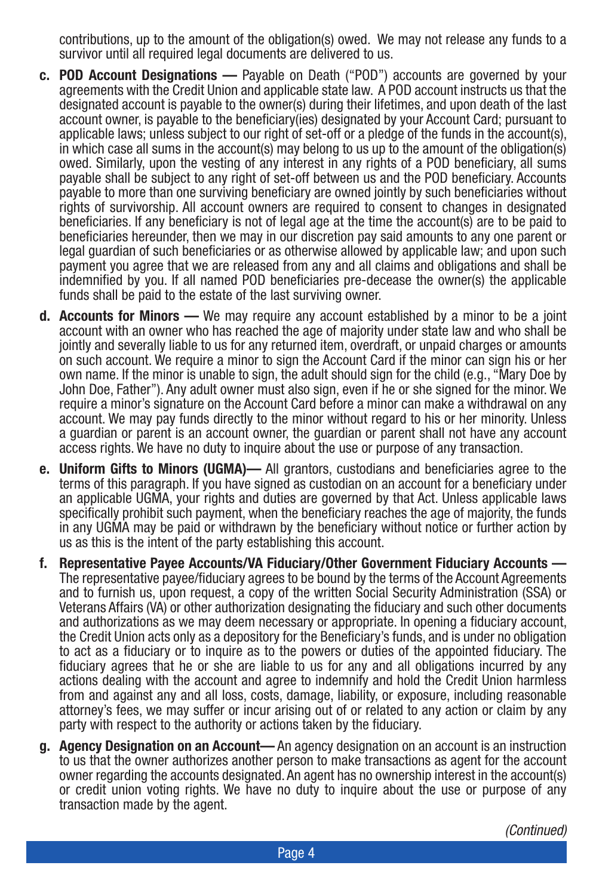contributions, up to the amount of the obligation(s) owed. We may not release any funds to a survivor until all required legal documents are delivered to us.

c. **POD Account Designations —** Payable on Death ("POD") accounts are governed by your agreements with the Credit Union and applicable state law. A POD account instructs us that the designated account is payable to the owner(s) during their lifetimes, and upon death of the last account owner, is payable to the beneficiary(ies) designated by your Account Card; pursuant to applicable laws; unless subject to our right of set-off or a pledge of the funds in the account(s), in which case all sums in the account(s) may belong to us up to the amount of the obligation(s) owed. Similarly, upon the vesting of any interest in any rights of a POD beneficiary, all sums payable shall be subject to any right of set-off between us and the POD beneficiary. Accounts payable to more than one surviving beneficiary are owned jointly by such beneficiaries without rights of survivorship. All account owners are required to consent to changes in designated beneficiaries. If any beneficiary is not of legal age at the time the account(s) are to be paid to beneficiaries hereunder, then we may in our discretion pay said amounts to any one parent or legal guardian of such beneficiaries or as otherwise allowed by applicable law; and upon such payment you agree that we are released from any and all claims and obligations and shall be indemnified by you. If all named POD beneficiaries pre-decease the owner(s) the applicable funds shall be paid to the estate of the last surviving owner.

d. **Accounts for Minors —** We may require any account established by a minor to be a joint account with an owner who has reached the age of majority under state law and who shall be jointly and severally liable to us for any returned item, overdraft, or unpaid charges or amounts on such account. We require a minor to sign the Account Card if the minor can sign his or her own name. If the minor is unable to sign, the adult should sign for the child (e.g., "Mary Doe by John Doe, Father"). Any adult owner must also sign, even if he or she signed for the minor. We require a minor's signature on the Account Card before a minor can make a withdrawal on any account. We may pay funds directly to the minor without regard to his or her minority. Unless a guardian or parent is an account owner, the guardian or parent shall not have any account access rights. We have no duty to inquire about the use or purpose of any transaction.

e. **Uniform Gifts to Minors (UGMA)—** All grantors, custodians and beneficiaries agree to the terms of this paragraph. If you have signed as custodian on an account for a beneficiary under an applicable UGMA, your rights and duties are governed by that Act. Unless applicable laws specifically prohibit such payment, when the beneficiary reaches the age of majority, the funds in any UGMA may be paid or withdrawn by the beneficiary without notice or further action by us as this is the intent of the party establishing this account.

f. **Representative Payee Accounts/VA Fiduciary/Other Government Fiduciary Accounts —** The representative payee/fiduciary agrees to be bound by the terms of the Account Agreements and to furnish us, upon request, a copy of the written Social Security Administration (SSA) or Veterans Affairs (VA) or other authorization designating the fiduciary and such other documents and authorizations as we may deem necessary or appropriate. In opening a fiduciary account, the Credit Union acts only as a depository for the Beneficiary's funds, and is under no obligation to act as a fiduciary or to inquire as to the powers or duties of the appointed fiduciary. The fiduciary agrees that he or she are liable to us for any and all obligations incurred by any actions dealing with the account and agree to indemnify and hold the Credit Union harmless from and against any and all loss, costs, damage, liability, or exposure, including reasonable attorney's fees, we may suffer or incur arising out of or related to any action or claim by any party with respect to the authority or actions taken by the fiduciary.

g. **Agency Designation on an Account—** An agency designation on an account is an instruction to us that the owner authorizes another person to make transactions as agent for the account owner regarding the accounts designated. An agent has no ownership interest in the account(s) or credit union voting rights. We have no duty to inquire about the use or purpose of any transaction made by the agent.

*(Continued)*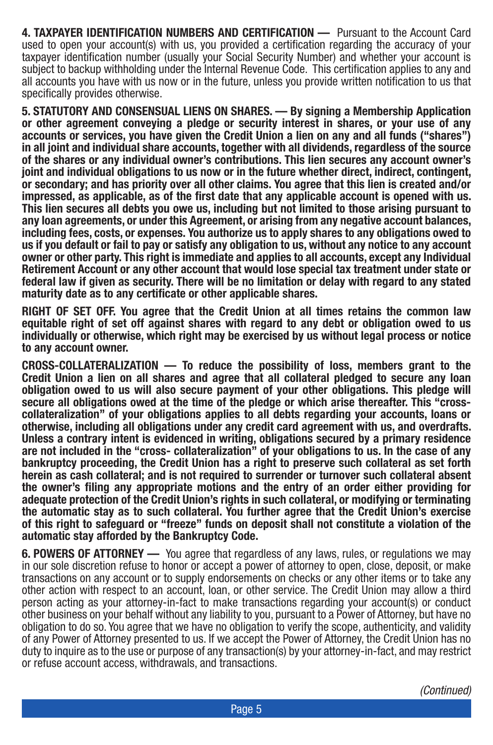**4. TAXPAYER IDENTIFICATION NUMBERS AND CERTIFICATION —** Pursuant to the Account Card used to open your account(s) with us, you provided a certification regarding the accuracy of your taxpayer identification number (usually your Social Security Number) and whether your account is subject to backup withholding under the Internal Revenue Code. This certification applies to any and all accounts you have with us now or in the future, unless you provide written notification to us that specifically provides otherwise.

**5. STATUTORY AND CONSENSUAL LIENS ON SHARES. — By signing a Membership Application or other agreement conveying a pledge or security interest in shares, or your use of any accounts or services, you have given the Credit Union a lien on any and all funds ("shares") in all joint and individual share accounts, together with all dividends, regardless of the source of the shares or any individual owner's contributions. This lien secures any account owner's joint and individual obligations to us now or in the future whether direct, indirect, contingent, or secondary; and has priority over all other claims. You agree that this lien is created and/or impressed, as applicable, as of the first date that any applicable account is opened with us. This lien secures all debts you owe us, including but not limited to those arising pursuant to any loan agreements, or under this Agreement, or arising from any negative account balances, including fees, costs, or expenses. You authorize us to apply shares to any obligations owed to us if you default or fail to pay or satisfy any obligation to us, without any notice to any account owner or other party. This right is immediate and applies to all accounts, except any Individual Retirement Account or any other account that would lose special tax treatment under state or federal law if given as security. There will be no limitation or delay with regard to any stated maturity date as to any certificate or other applicable shares.**

**RIGHT OF SET OFF. You agree that the Credit Union at all times retains the common law equitable right of set off against shares with regard to any debt or obligation owed to us individually or otherwise, which right may be exercised by us without legal process or notice to any account owner.**

**CROSS-COLLATERALIZATION — To reduce the possibility of loss, members grant to the Credit Union a lien on all shares and agree that all collateral pledged to secure any loan obligation owed to us will also secure payment of your other obligations. This pledge will secure all obligations owed at the time of the pledge or which arise thereafter. This "cross-collateralization" of your obligations applies to all debts regarding your accounts, loans or otherwise, including all obligations under any credit card agreement with us, and overdrafts. Unless a contrary intent is evidenced in writing, obligations secured by a primary residence are not included in the "cross- collateralization" of your obligations to us. In the case of any bankruptcy proceeding, the Credit Union has a right to preserve such collateral as set forth herein as cash collateral; and is not required to surrender or turnover such collateral absent the owner's filing any appropriate motions and the entry of an order either providing for adequate protection of the Credit Union's rights in such collateral, or modifying or terminating the automatic stay as to such collateral. You further agree that the Credit Union's exercise of this right to safeguard or "freeze" funds on deposit shall not constitute a violation of the automatic stay afforded by the Bankruptcy Code.**

**6. POWERS OF ATTORNEY —** You agree that regardless of any laws, rules, or regulations we may in our sole discretion refuse to honor or accept a power of attorney to open, close, deposit, or make transactions on any account or to supply endorsements on checks or any other items or to take any other action with respect to an account, loan, or other service. The Credit Union may allow a third person acting as your attorney-in-fact to make transactions regarding your account(s) or conduct other business on your behalf without any liability to you, pursuant to a Power of Attorney, but have no obligation to do so. You agree that we have no obligation to verify the scope, authenticity, and validity of any Power of Attorney presented to us. If we accept the Power of Attorney, the Credit Union has no duty to inquire as to the use or purpose of any transaction(s) by your attorney-in-fact, and may restrict or refuse account access, withdrawals, and transactions.

*(Continued)*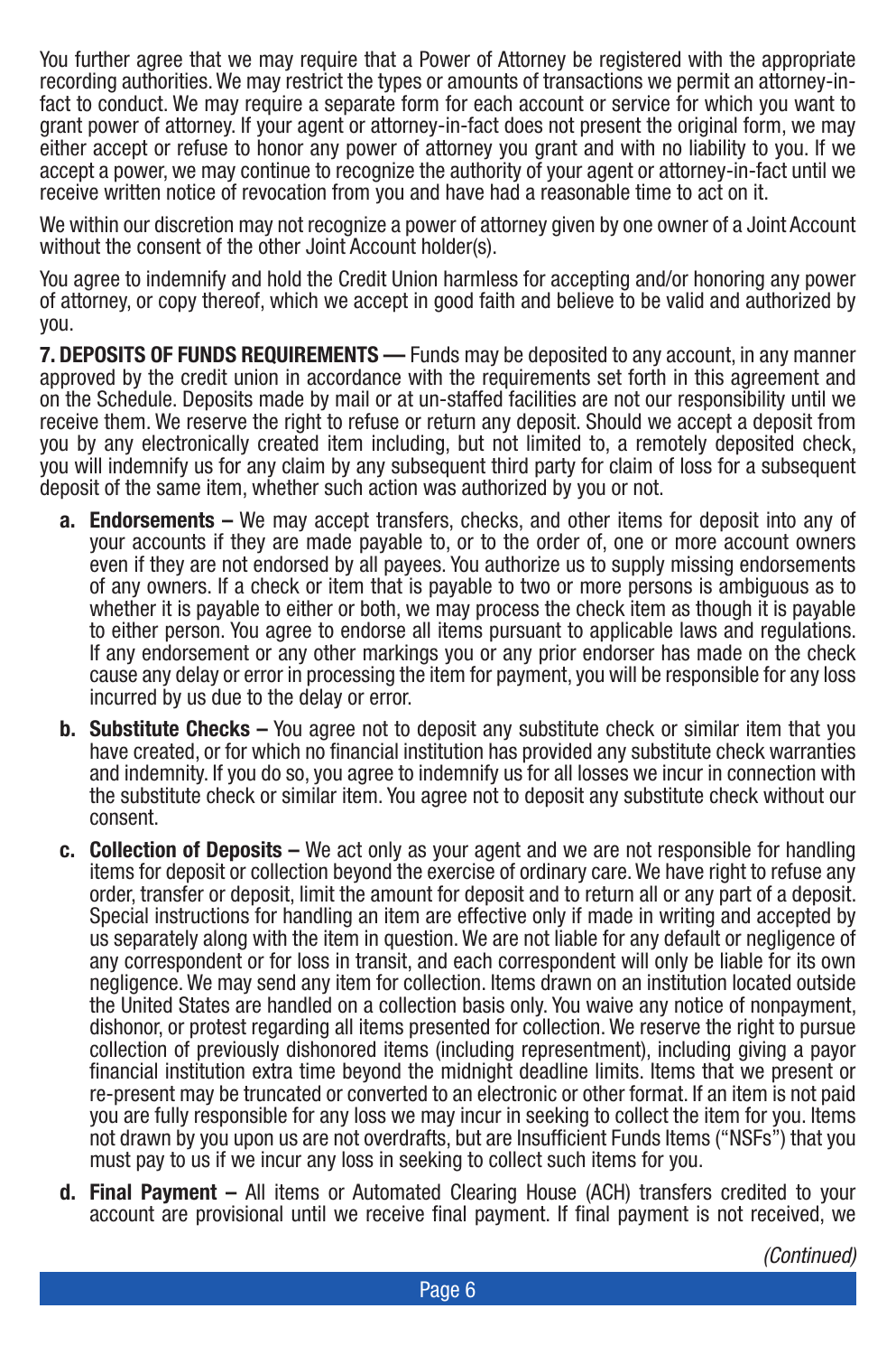You further agree that we may require that a Power of Attorney be registered with the appropriate recording authorities. We may restrict the types or amounts of transactions we permit an attorney-in-fact to conduct. We may require a separate form for each account or service for which you want to grant power of attorney. If your agent or attorney-in-fact does not present the original form, we may either accept or refuse to honor any power of attorney you grant and with no liability to you. If we accept a power, we may continue to recognize the authority of your agent or attorney-in-fact until we receive written notice of revocation from you and have had a reasonable time to act on it.

We within our discretion may not recognize a power of attorney given by one owner of a Joint Account without the consent of the other Joint Account holder(s).

You agree to indemnify and hold the Credit Union harmless for accepting and/or honoring any power of attorney, or copy thereof, which we accept in good faith and believe to be valid and authorized by you.

**7. DEPOSITS OF FUNDS REQUIREMENTS —** Funds may be deposited to any account, in any manner approved by the credit union in accordance with the requirements set forth in this agreement and on the Schedule. Deposits made by mail or at un-staffed facilities are not our responsibility until we receive them. We reserve the right to refuse or return any deposit. Should we accept a deposit from you by any electronically created item including, but not limited to, a remotely deposited check, you will indemnify us for any claim by any subsequent third party for claim of loss for a subsequent deposit of the same item, whether such action was authorized by you or not.

**a. Endorsements –** We may accept transfers, checks, and other items for deposit into any of your accounts if they are made payable to, or to the order of, one or more account owners even if they are not endorsed by all payees. You authorize us to supply missing endorsements of any owners. If a check or item that is payable to two or more persons is ambiguous as to whether it is payable to either or both, we may process the check item as though it is payable to either person. You agree to endorse all items pursuant to applicable laws and regulations. If any endorsement or any other markings you or any prior endorser has made on the check cause any delay or error in processing the item for payment, you will be responsible for any loss incurred by us due to the delay or error.

**b. Substitute Checks –** You agree not to deposit any substitute check or similar item that you have created, or for which no financial institution has provided any substitute check warranties and indemnity. If you do so, you agree to indemnify us for all losses we incur in connection with the substitute check or similar item. You agree not to deposit any substitute check without our consent.

**c. Collection of Deposits –** We act only as your agent and we are not responsible for handling items for deposit or collection beyond the exercise of ordinary care. We have right to refuse any order, transfer or deposit, limit the amount for deposit and to return all or any part of a deposit. Special instructions for handling an item are effective only if made in writing and accepted by us separately along with the item in question. We are not liable for any default or negligence of any correspondent or for loss in transit, and each correspondent will only be liable for its own negligence. We may send any item for collection. Items drawn on an institution located outside the United States are handled on a collection basis only. You waive any notice of nonpayment, dishonor, or protest regarding all items presented for collection. We reserve the right to pursue collection of previously dishonored items (including representment), including giving a payor financial institution extra time beyond the midnight deadline limits. Items that we present or re-present may be truncated or converted to an electronic or other format. If an item is not paid you are fully responsible for any loss we may incur in seeking to collect the item for you. Items not drawn by you upon us are not overdrafts, but are Insufficient Funds Items ("NSFs") that you must pay to us if we incur any loss in seeking to collect such items for you.

**d. Final Payment –** All items or Automated Clearing House (ACH) transfers credited to your account are provisional until we receive final payment. If final payment is not received, we

*(Continued)*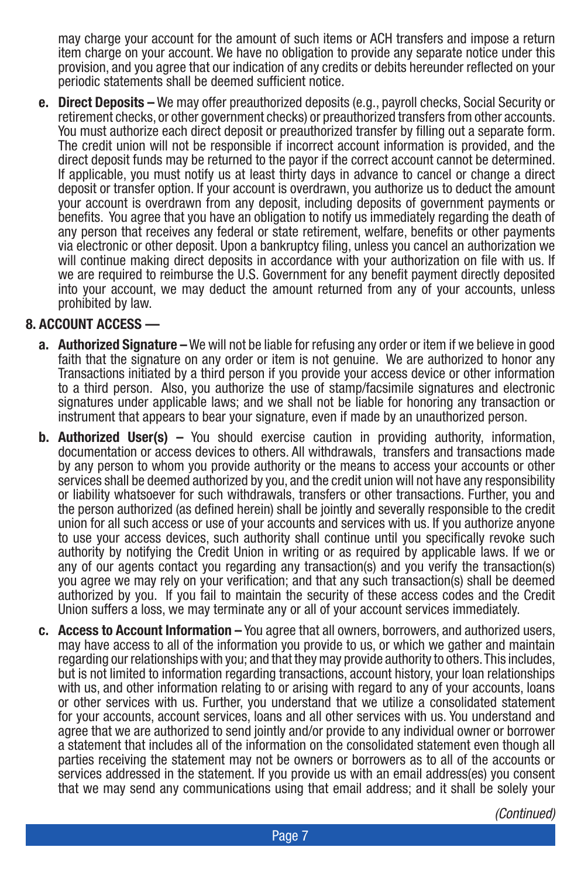may charge your account for the amount of such items or ACH transfers and impose a return item charge on your account. We have no obligation to provide any separate notice under this provision, and you agree that our indication of any credits or debits hereunder reflected on your periodic statements shall be deemed sufficient notice.

**e. Direct Deposits –** We may offer preauthorized deposits (e.g., payroll checks, Social Security or retirement checks, or other government checks) or preauthorized transfers from other accounts. You must authorize each direct deposit or preauthorized transfer by filling out a separate form. The credit union will not be responsible if incorrect account information is provided, and the direct deposit funds may be returned to the payor if the correct account cannot be determined. If applicable, you must notify us at least thirty days in advance to cancel or change a direct deposit or transfer option. If your account is overdrawn, you authorize us to deduct the amount your account is overdrawn from any deposit, including deposits of government payments or benefits. You agree that you have an obligation to notify us immediately regarding the death of any person that receives any federal or state retirement, welfare, benefits or other payments via electronic or other deposit. Upon a bankruptcy filing, unless you cancel an authorization we will continue making direct deposits in accordance with your authorization on file with us. If we are required to reimburse the U.S. Government for any benefit payment directly deposited into your account, we may deduct the amount returned from any of your accounts, unless prohibited by law.

## 8. ACCOUNT ACCESS —

**a. Authorized Signature –** We will not be liable for refusing any order or item if we believe in good faith that the signature on any order or item is not genuine. We are authorized to honor any Transactions initiated by a third person if you provide your access device or other information to a third person. Also, you authorize the use of stamp/facsimile signatures and electronic signatures under applicable laws; and we shall not be liable for honoring any transaction or instrument that appears to bear your signature, even if made by an unauthorized person.

**b. Authorized User(s) –** You should exercise caution in providing authority, information, documentation or access devices to others. All withdrawals, transfers and transactions made by any person to whom you provide authority or the means to access your accounts or other services shall be deemed authorized by you, and the credit union will not have any responsibility or liability whatsoever for such withdrawals, transfers or other transactions. Further, you and the person authorized (as defined herein) shall be jointly and severally responsible to the credit union for all such access or use of your accounts and services with us. If you authorize anyone to use your access devices, such authority shall continue until you specifically revoke such authority by notifying the Credit Union in writing or as required by applicable laws. If we or any of our agents contact you regarding any transaction(s) and you verify the transaction(s) you agree we may rely on your verification; and that any such transaction(s) shall be deemed authorized by you. If you fail to maintain the security of these access codes and the Credit Union suffers a loss, we may terminate any or all of your account services immediately.

**c. Access to Account Information –** You agree that all owners, borrowers, and authorized users, may have access to all of the information you provide to us, or which we gather and maintain regarding our relationships with you; and that they may provide authority to others. This includes, but is not limited to information regarding transactions, account history, your loan relationships with us, and other information relating to or arising with regard to any of your accounts, loans or other services with us. Further, you understand that we utilize a consolidated statement for your accounts, account services, loans and all other services with us. You understand and agree that we are authorized to send jointly and/or provide to any individual owner or borrower a statement that includes all of the information on the consolidated statement even though all parties receiving the statement may not be owners or borrowers as to all of the accounts or services addressed in the statement. If you provide us with an email address(es) you consent that we may send any communications using that email address; and it shall be solely your

*(Continued)*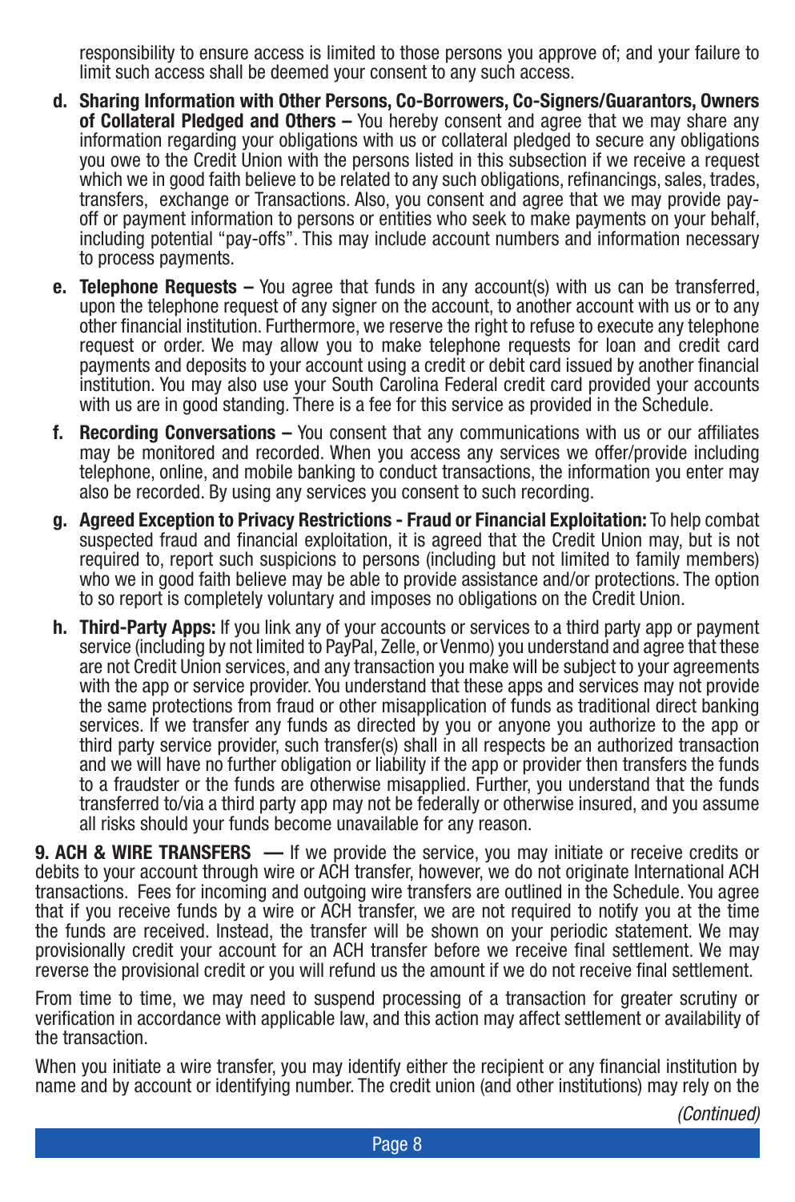responsibility to ensure access is limited to those persons you approve of; and your failure to limit such access shall be deemed your consent to any such access.

d. **Sharing Information with Other Persons, Co-Borrowers, Co-Signers/Guarantors, Owners of Collateral Pledged and Others –** You hereby consent and agree that we may share any information regarding your obligations with us or collateral pledged to secure any obligations you owe to the Credit Union with the persons listed in this subsection if we receive a request which we in good faith believe to be related to any such obligations, refinancings, sales, trades, transfers, exchange or Transactions. Also, you consent and agree that we may provide pay-off or payment information to persons or entities who seek to make payments on your behalf, including potential "pay-offs". This may include account numbers and information necessary to process payments.

e. **Telephone Requests –** You agree that funds in any account(s) with us can be transferred, upon the telephone request of any signer on the account, to another account with us or to any other financial institution. Furthermore, we reserve the right to refuse to execute any telephone request or order. We may allow you to make telephone requests for loan and credit card payments and deposits to your account using a credit or debit card issued by another financial institution. You may also use your South Carolina Federal credit card provided your accounts with us are in good standing. There is a fee for this service as provided in the Schedule.

f. **Recording Conversations –** You consent that any communications with us or our affiliates may be monitored and recorded. When you access any services we offer/provide including telephone, online, and mobile banking to conduct transactions, the information you enter may also be recorded. By using any services you consent to such recording.

g. **Agreed Exception to Privacy Restrictions - Fraud or Financial Exploitation:** To help combat suspected fraud and financial exploitation, it is agreed that the Credit Union may, but is not required to, report such suspicions to persons (including but not limited to family members) who we in good faith believe may be able to provide assistance and/or protections. The option to so report is completely voluntary and imposes no obligations on the Credit Union.

h. **Third-Party Apps:** If you link any of your accounts or services to a third party app or payment service (including by not limited to PayPal, Zelle, or Venmo) you understand and agree that these are not Credit Union services, and any transaction you make will be subject to your agreements with the app or service provider. You understand that these apps and services may not provide the same protections from fraud or other misapplication of funds as traditional direct banking services. If we transfer any funds as directed by you or anyone you authorize to the app or third party service provider, such transfer(s) shall in all respects be an authorized transaction and we will have no further obligation or liability if the app or provider then transfers the funds to a fraudster or the funds are otherwise misapplied. Further, you understand that the funds transferred to/via a third party app may not be federally or otherwise insured, and you assume all risks should your funds become unavailable for any reason.

**9. ACH & WIRE TRANSFERS —** If we provide the service, you may initiate or receive credits or debits to your account through wire or ACH transfer, however, we do not originate International ACH transactions. Fees for incoming and outgoing wire transfers are outlined in the Schedule. You agree that if you receive funds by a wire or ACH transfer, we are not required to notify you at the time the funds are received. Instead, the transfer will be shown on your periodic statement. We may provisionally credit your account for an ACH transfer before we receive final settlement. We may reverse the provisional credit or you will refund us the amount if we do not receive final settlement.

From time to time, we may need to suspend processing of a transaction for greater scrutiny or verification in accordance with applicable law, and this action may affect settlement or availability of the transaction.

When you initiate a wire transfer, you may identify either the recipient or any financial institution by name and by account or identifying number. The credit union (and other institutions) may rely on the

*(Continued)*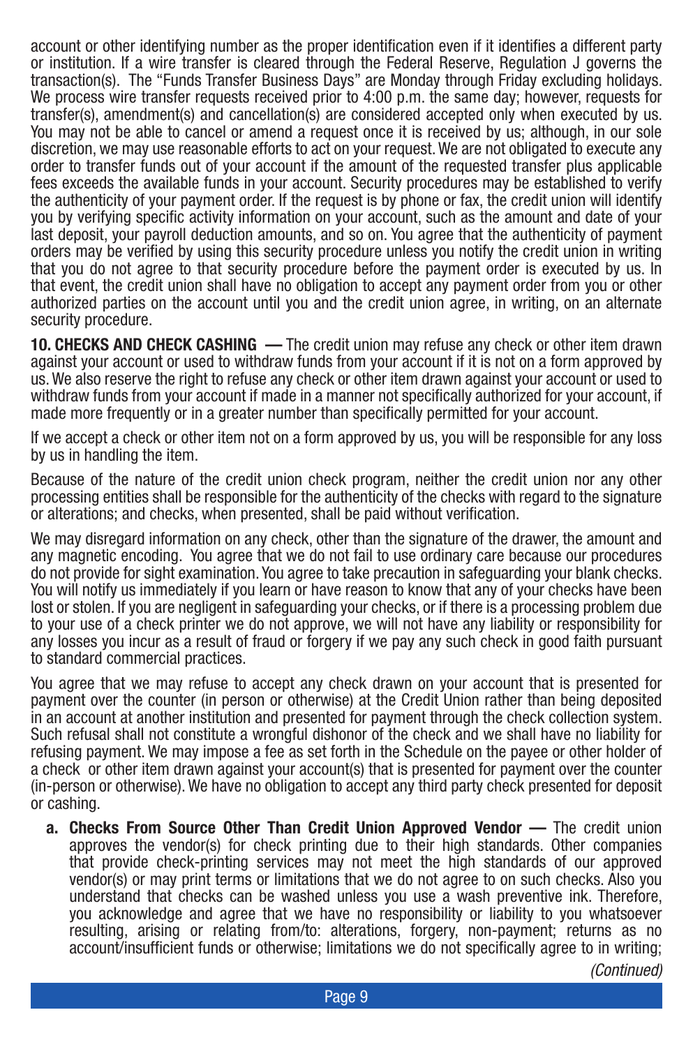account or other identifying number as the proper identification even if it identifies a different party or institution. If a wire transfer is cleared through the Federal Reserve, Regulation J governs the transaction(s). The "Funds Transfer Business Days" are Monday through Friday excluding holidays. We process wire transfer requests received prior to 4:00 p.m. the same day; however, requests for transfer(s), amendment(s) and cancellation(s) are considered accepted only when executed by us. You may not be able to cancel or amend a request once it is received by us; although, in our sole discretion, we may use reasonable efforts to act on your request. We are not obligated to execute any order to transfer funds out of your account if the amount of the requested transfer plus applicable fees exceeds the available funds in your account. Security procedures may be established to verify the authenticity of your payment order. If the request is by phone or fax, the credit union will identify you by verifying specific activity information on your account, such as the amount and date of your last deposit, your payroll deduction amounts, and so on. You agree that the authenticity of payment orders may be verified by using this security procedure unless you notify the credit union in writing that you do not agree to that security procedure before the payment order is executed by us. In that event, the credit union shall have no obligation to accept any payment order from you or other authorized parties on the account until you and the credit union agree, in writing, on an alternate security procedure.

**10. CHECKS AND CHECK CASHING —** The credit union may refuse any check or other item drawn against your account or used to withdraw funds from your account if it is not on a form approved by us. We also reserve the right to refuse any check or other item drawn against your account or used to withdraw funds from your account if made in a manner not specifically authorized for your account, if made more frequently or in a greater number than specifically permitted for your account.

If we accept a check or other item not on a form approved by us, you will be responsible for any loss by us in handling the item.

Because of the nature of the credit union check program, neither the credit union nor any other processing entities shall be responsible for the authenticity of the checks with regard to the signature or alterations; and checks, when presented, shall be paid without verification.

We may disregard information on any check, other than the signature of the drawer, the amount and any magnetic encoding. You agree that we do not fail to use ordinary care because our procedures do not provide for sight examination. You agree to take precaution in safeguarding your blank checks. You will notify us immediately if you learn or have reason to know that any of your checks have been lost or stolen. If you are negligent in safeguarding your checks, or if there is a processing problem due to your use of a check printer we do not approve, we will not have any liability or responsibility for any losses you incur as a result of fraud or forgery if we pay any such check in good faith pursuant to standard commercial practices.

You agree that we may refuse to accept any check drawn on your account that is presented for payment over the counter (in person or otherwise) at the Credit Union rather than being deposited in an account at another institution and presented for payment through the check collection system. Such refusal shall not constitute a wrongful dishonor of the check and we shall have no liability for refusing payment. We may impose a fee as set forth in the Schedule on the payee or other holder of a check or other item drawn against your account(s) that is presented for payment over the counter (in-person or otherwise). We have no obligation to accept any third party check presented for deposit or cashing.

**a. Checks From Source Other Than Credit Union Approved Vendor —** The credit union approves the vendor(s) for check printing due to their high standards. Other companies that provide check-printing services may not meet the high standards of our approved vendor(s) or may print terms or limitations that we do not agree to on such checks. Also you understand that checks can be washed unless you use a wash preventive ink. Therefore, you acknowledge and agree that we have no responsibility or liability to you whatsoever resulting, arising or relating from/to: alterations, forgery, non-payment; returns as no account/insufficient funds or otherwise; limitations we do not specifically agree to in writing;

*(Continued)*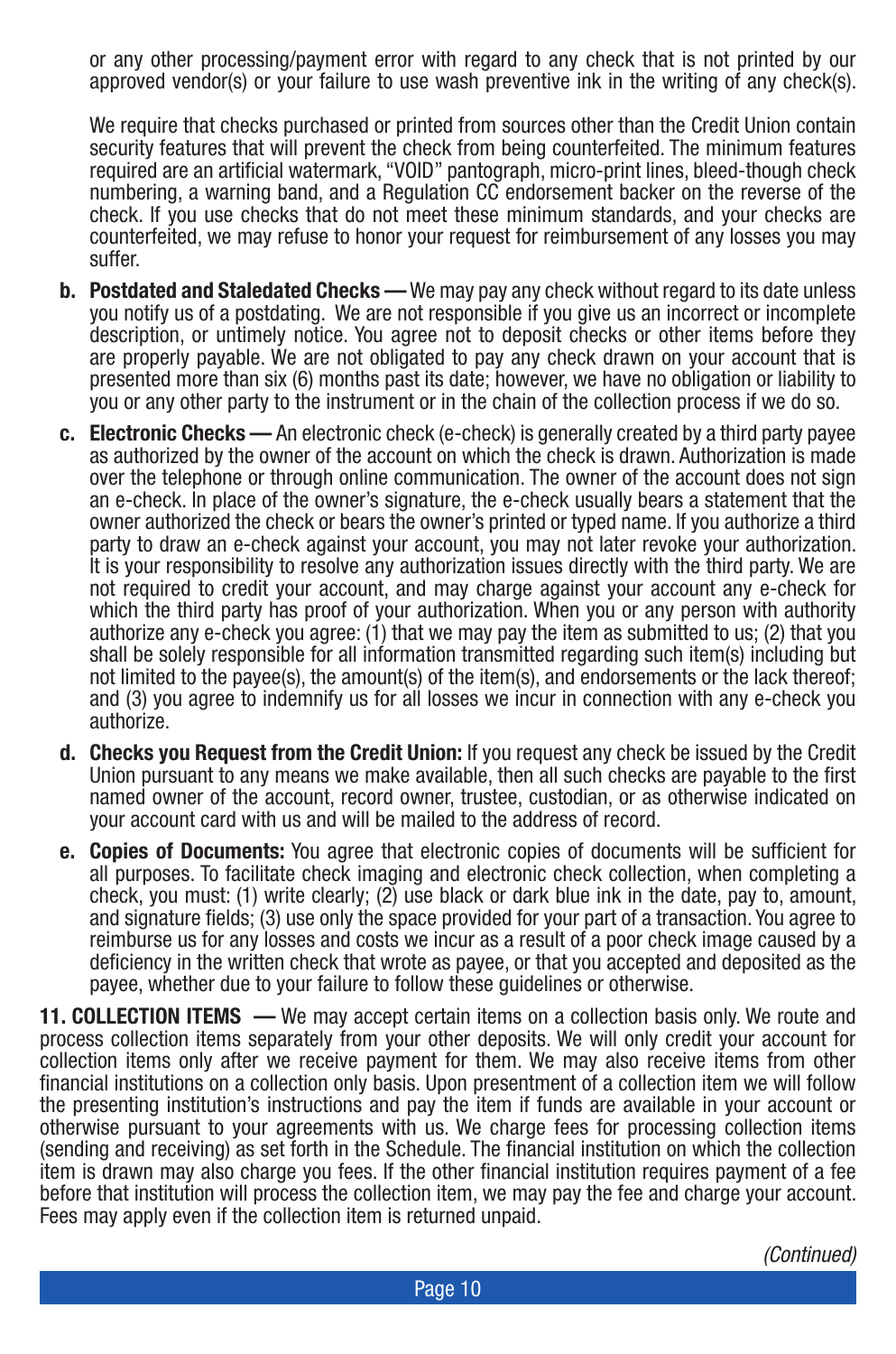or any other processing/payment error with regard to any check that is not printed by our approved vendor(s) or your failure to use wash preventive ink in the writing of any check(s).

We require that checks purchased or printed from sources other than the Credit Union contain security features that will prevent the check from being counterfeited. The minimum features required are an artificial watermark, "VOID" pantograph, micro-print lines, bleed-though check numbering, a warning band, and a Regulation CC endorsement backer on the reverse of the check. If you use checks that do not meet these minimum standards, and your checks are counterfeited, we may refuse to honor your request for reimbursement of any losses you may suffer.

**b. Postdated and Staledated Checks —** We may pay any check without regard to its date unless you notify us of a postdating. We are not responsible if you give us an incorrect or incomplete description, or untimely notice. You agree not to deposit checks or other items before they are properly payable. We are not obligated to pay any check drawn on your account that is presented more than six (6) months past its date; however, we have no obligation or liability to you or any other party to the instrument or in the chain of the collection process if we do so.

**c. Electronic Checks —** An electronic check (e-check) is generally created by a third party payee as authorized by the owner of the account on which the check is drawn. Authorization is made over the telephone or through online communication. The owner of the account does not sign an e-check. In place of the owner's signature, the e-check usually bears a statement that the owner authorized the check or bears the owner's printed or typed name. If you authorize a third party to draw an e-check against your account, you may not later revoke your authorization. It is your responsibility to resolve any authorization issues directly with the third party. We are not required to credit your account, and may charge against your account any e-check for which the third party has proof of your authorization. When you or any person with authority authorize any e-check you agree: (1) that we may pay the item as submitted to us; (2) that you shall be solely responsible for all information transmitted regarding such item(s) including but not limited to the payee(s), the amount(s) of the item(s), and endorsements or the lack thereof; and (3) you agree to indemnify us for all losses we incur in connection with any e-check you authorize.

**d. Checks you Request from the Credit Union:** If you request any check be issued by the Credit Union pursuant to any means we make available, then all such checks are payable to the first named owner of the account, record owner, trustee, custodian, or as otherwise indicated on your account card with us and will be mailed to the address of record.

**e. Copies of Documents:** You agree that electronic copies of documents will be sufficient for all purposes. To facilitate check imaging and electronic check collection, when completing a check, you must: (1) write clearly; (2) use black or dark blue ink in the date, pay to, amount, and signature fields; (3) use only the space provided for your part of a transaction. You agree to reimburse us for any losses and costs we incur as a result of a poor check image caused by a deficiency in the written check that wrote as payee, or that you accepted and deposited as the payee, whether due to your failure to follow these guidelines or otherwise.

**11. COLLECTION ITEMS —** We may accept certain items on a collection basis only. We route and process collection items separately from your other deposits. We will only credit your account for collection items only after we receive payment for them. We may also receive items from other financial institutions on a collection only basis. Upon presentment of a collection item we will follow the presenting institution's instructions and pay the item if funds are available in your account or otherwise pursuant to your agreements with us. We charge fees for processing collection items (sending and receiving) as set forth in the Schedule. The financial institution on which the collection item is drawn may also charge you fees. If the other financial institution requires payment of a fee before that institution will process the collection item, we may pay the fee and charge your account. Fees may apply even if the collection item is returned unpaid.

*(Continued)*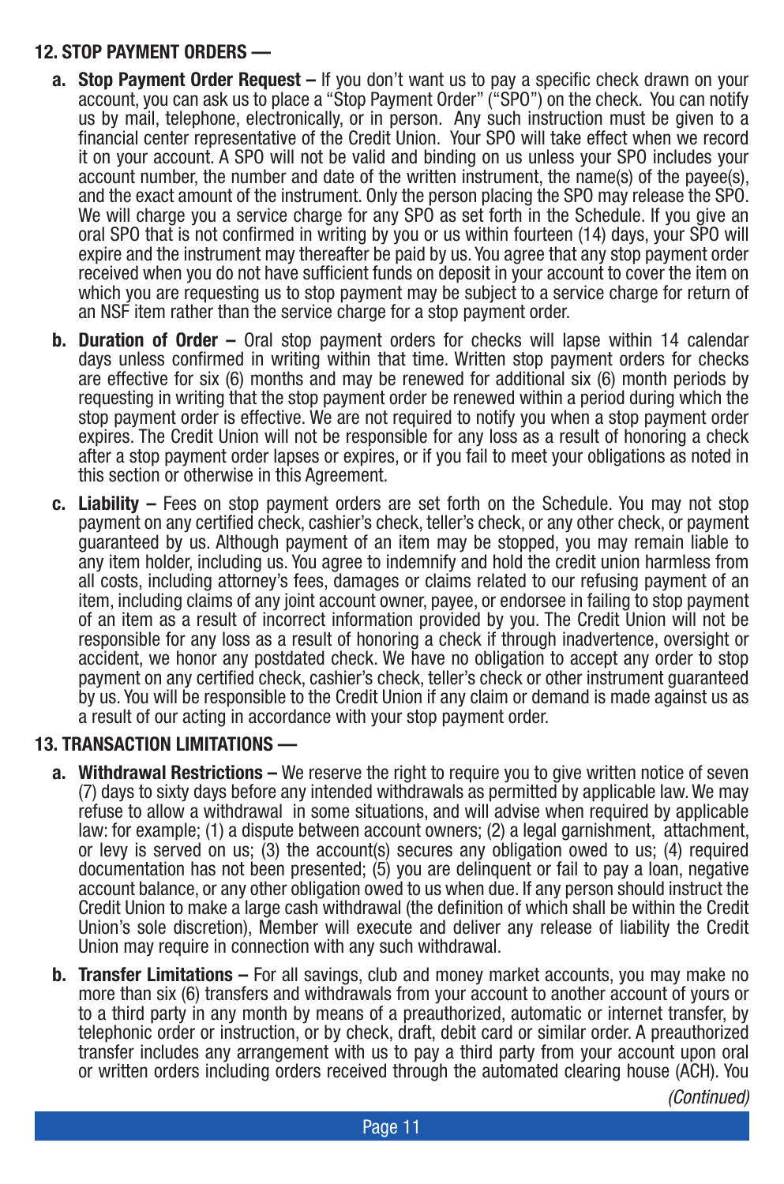## 12. STOP PAYMENT ORDERS —

**a. Stop Payment Order Request –** If you don't want us to pay a specific check drawn on your account, you can ask us to place a "Stop Payment Order" ("SPO") on the check. You can notify us by mail, telephone, electronically, or in person. Any such instruction must be given to a financial center representative of the Credit Union. Your SPO will take effect when we record it on your account. A SPO will not be valid and binding on us unless your SPO includes your account number, the number and date of the written instrument, the name(s) of the payee(s), and the exact amount of the instrument. Only the person placing the SPO may release the SPO. We will charge you a service charge for any SPO as set forth in the Schedule. If you give an oral SPO that is not confirmed in writing by you or us within fourteen (14) days, your SPO will expire and the instrument may thereafter be paid by us. You agree that any stop payment order received when you do not have sufficient funds on deposit in your account to cover the item on which you are requesting us to stop payment may be subject to a service charge for return of an NSF item rather than the service charge for a stop payment order.

**b. Duration of Order –** Oral stop payment orders for checks will lapse within 14 calendar days unless confirmed in writing within that time. Written stop payment orders for checks are effective for six (6) months and may be renewed for additional six (6) month periods by requesting in writing that the stop payment order be renewed within a period during which the stop payment order is effective. We are not required to notify you when a stop payment order expires. The Credit Union will not be responsible for any loss as a result of honoring a check after a stop payment order lapses or expires, or if you fail to meet your obligations as noted in this section or otherwise in this Agreement.

**c. Liability –** Fees on stop payment orders are set forth on the Schedule. You may not stop payment on any certified check, cashier's check, teller's check, or any other check, or payment guaranteed by us. Although payment of an item may be stopped, you may remain liable to any item holder, including us. You agree to indemnify and hold the credit union harmless from all costs, including attorney's fees, damages or claims related to our refusing payment of an item, including claims of any joint account owner, payee, or endorsee in failing to stop payment of an item as a result of incorrect information provided by you. The Credit Union will not be responsible for any loss as a result of honoring a check if through inadvertence, oversight or accident, we honor any postdated check. We have no obligation to accept any order to stop payment on any certified check, cashier's check, teller's check or other instrument guaranteed by us. You will be responsible to the Credit Union if any claim or demand is made against us as a result of our acting in accordance with your stop payment order.

## 13. TRANSACTION LIMITATIONS —

**a. Withdrawal Restrictions –** We reserve the right to require you to give written notice of seven (7) days to sixty days before any intended withdrawals as permitted by applicable law. We may refuse to allow a withdrawal in some situations, and will advise when required by applicable law: for example; (1) a dispute between account owners; (2) a legal garnishment, attachment, or levy is served on us; (3) the account(s) secures any obligation owed to us; (4) required documentation has not been presented; (5) you are delinquent or fail to pay a loan, negative account balance, or any other obligation owed to us when due. If any person should instruct the Credit Union to make a large cash withdrawal (the definition of which shall be within the Credit Union's sole discretion), Member will execute and deliver any release of liability the Credit Union may require in connection with any such withdrawal.

**b. Transfer Limitations –** For all savings, club and money market accounts, you may make no more than six (6) transfers and withdrawals from your account to another account of yours or to a third party in any month by means of a preauthorized, automatic or internet transfer, by telephonic order or instruction, or by check, draft, debit card or similar order. A preauthorized transfer includes any arrangement with us to pay a third party from your account upon oral or written orders including orders received through the automated clearing house (ACH). You

*(Continued)*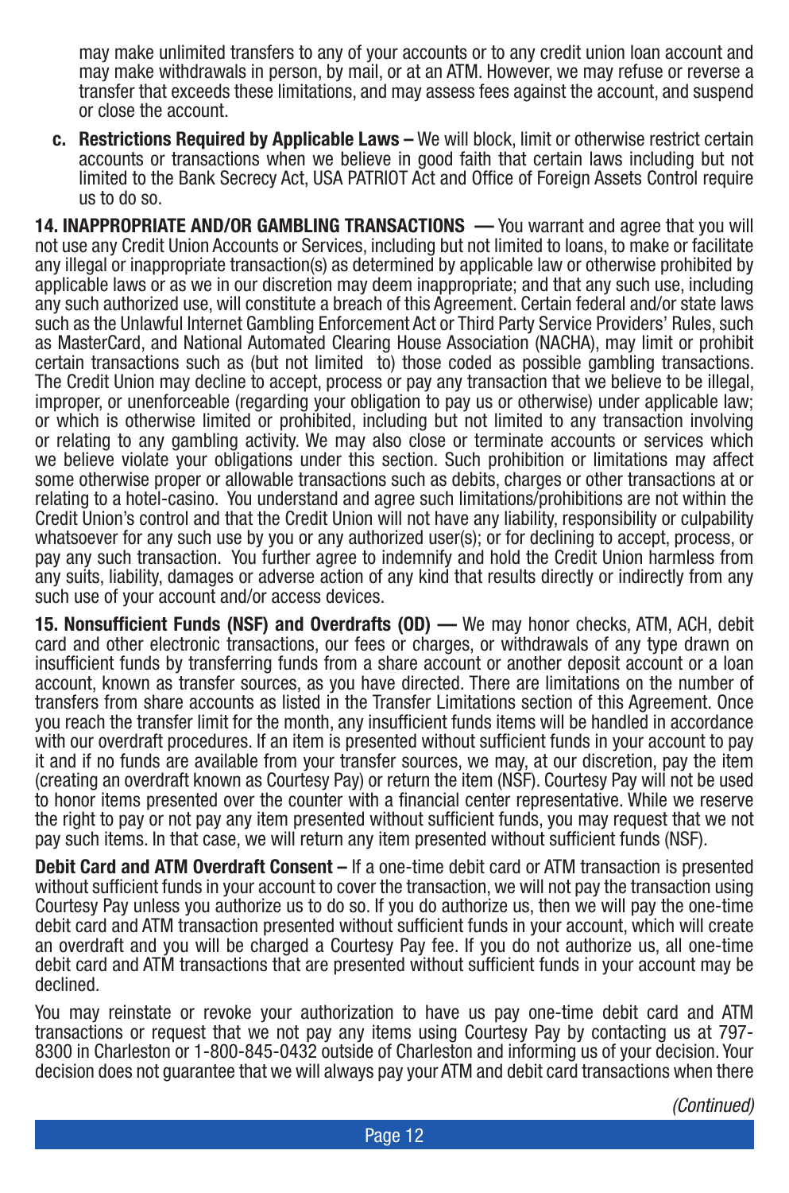may make unlimited transfers to any of your accounts or to any credit union loan account and may make withdrawals in person, by mail, or at an ATM. However, we may refuse or reverse a transfer that exceeds these limitations, and may assess fees against the account, and suspend or close the account.

c. **Restrictions Required by Applicable Laws –** We will block, limit or otherwise restrict certain accounts or transactions when we believe in good faith that certain laws including but not limited to the Bank Secrecy Act, USA PATRIOT Act and Office of Foreign Assets Control require us to do so.

**14. INAPPROPRIATE AND/OR GAMBLING TRANSACTIONS —** You warrant and agree that you will not use any Credit Union Accounts or Services, including but not limited to loans, to make or facilitate any illegal or inappropriate transaction(s) as determined by applicable law or otherwise prohibited by applicable laws or as we in our discretion may deem inappropriate; and that any such use, including any such authorized use, will constitute a breach of this Agreement. Certain federal and/or state laws such as the Unlawful Internet Gambling Enforcement Act or Third Party Service Providers' Rules, such as MasterCard, and National Automated Clearing House Association (NACHA), may limit or prohibit certain transactions such as (but not limited to) those coded as possible gambling transactions. The Credit Union may decline to accept, process or pay any transaction that we believe to be illegal, improper, or unenforceable (regarding your obligation to pay us or otherwise) under applicable law; or which is otherwise limited or prohibited, including but not limited to any transaction involving or relating to any gambling activity. We may also close or terminate accounts or services which we believe violate your obligations under this section. Such prohibition or limitations may affect some otherwise proper or allowable transactions such as debits, charges or other transactions at or relating to a hotel-casino. You understand and agree such limitations/prohibitions are not within the Credit Union's control and that the Credit Union will not have any liability, responsibility or culpability whatsoever for any such use by you or any authorized user(s); or for declining to accept, process, or pay any such transaction. You further agree to indemnify and hold the Credit Union harmless from any suits, liability, damages or adverse action of any kind that results directly or indirectly from any such use of your account and/or access devices.

**15. Nonsufficient Funds (NSF) and Overdrafts (OD) —** We may honor checks, ATM, ACH, debit card and other electronic transactions, our fees or charges, or withdrawals of any type drawn on insufficient funds by transferring funds from a share account or another deposit account or a loan account, known as transfer sources, as you have directed. There are limitations on the number of transfers from share accounts as listed in the Transfer Limitations section of this Agreement. Once you reach the transfer limit for the month, any insufficient funds items will be handled in accordance with our overdraft procedures. If an item is presented without sufficient funds in your account to pay it and if no funds are available from your transfer sources, we may, at our discretion, pay the item (creating an overdraft known as Courtesy Pay) or return the item (NSF). Courtesy Pay will not be used to honor items presented over the counter with a financial center representative. While we reserve the right to pay or not pay any item presented without sufficient funds, you may request that we not pay such items. In that case, we will return any item presented without sufficient funds (NSF).

**Debit Card and ATM Overdraft Consent –** If a one-time debit card or ATM transaction is presented without sufficient funds in your account to cover the transaction, we will not pay the transaction using Courtesy Pay unless you authorize us to do so. If you do authorize us, then we will pay the one-time debit card and ATM transaction presented without sufficient funds in your account, which will create an overdraft and you will be charged a Courtesy Pay fee. If you do not authorize us, all one-time debit card and ATM transactions that are presented without sufficient funds in your account may be declined.

You may reinstate or revoke your authorization to have us pay one-time debit card and ATM transactions or request that we not pay any items using Courtesy Pay by contacting us at 797-8300 in Charleston or 1-800-845-0432 outside of Charleston and informing us of your decision. Your decision does not guarantee that we will always pay your ATM and debit card transactions when there

*(Continued)*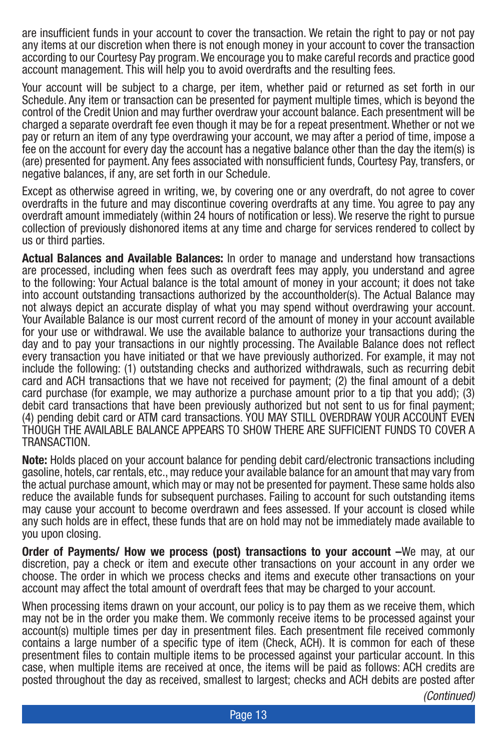are insufficient funds in your account to cover the transaction. We retain the right to pay or not pay any items at our discretion when there is not enough money in your account to cover the transaction according to our Courtesy Pay program. We encourage you to make careful records and practice good account management. This will help you to avoid overdrafts and the resulting fees.

Your account will be subject to a charge, per item, whether paid or returned as set forth in our Schedule. Any item or transaction can be presented for payment multiple times, which is beyond the control of the Credit Union and may further overdraw your account balance. Each presentment will be charged a separate overdraft fee even though it may be for a repeat presentment. Whether or not we pay or return an item of any type overdrawing your account, we may after a period of time, impose a fee on the account for every day the account has a negative balance other than the day the item(s) is (are) presented for payment. Any fees associated with nonsufficient funds, Courtesy Pay, transfers, or negative balances, if any, are set forth in our Schedule.

Except as otherwise agreed in writing, we, by covering one or any overdraft, do not agree to cover overdrafts in the future and may discontinue covering overdrafts at any time. You agree to pay any overdraft amount immediately (within 24 hours of notification or less). We reserve the right to pursue collection of previously dishonored items at any time and charge for services rendered to collect by us or third parties.

**Actual Balances and Available Balances:** In order to manage and understand how transactions are processed, including when fees such as overdraft fees may apply, you understand and agree to the following: Your Actual balance is the total amount of money in your account; it does not take into account outstanding transactions authorized by the accountholder(s). The Actual Balance may not always depict an accurate display of what you may spend without overdrawing your account. Your Available Balance is our most current record of the amount of money in your account available for your use or withdrawal. We use the available balance to authorize your transactions during the day and to pay your transactions in our nightly processing. The Available Balance does not reflect every transaction you have initiated or that we have previously authorized. For example, it may not include the following: (1) outstanding checks and authorized withdrawals, such as recurring debit card and ACH transactions that we have not received for payment; (2) the final amount of a debit card purchase (for example, we may authorize a purchase amount prior to a tip that you add); (3) debit card transactions that have been previously authorized but not sent to us for final payment; (4) pending debit card or ATM card transactions. YOU MAY STILL OVERDRAW YOUR ACCOUNT EVEN THOUGH THE AVAILABLE BALANCE APPEARS TO SHOW THERE ARE SUFFICIENT FUNDS TO COVER A TRANSACTION.

**Note:** Holds placed on your account balance for pending debit card/electronic transactions including gasoline, hotels, car rentals, etc., may reduce your available balance for an amount that may vary from the actual purchase amount, which may or may not be presented for payment. These same holds also reduce the available funds for subsequent purchases. Failing to account for such outstanding items may cause your account to become overdrawn and fees assessed. If your account is closed while any such holds are in effect, these funds that are on hold may not be immediately made available to you upon closing.

**Order of Payments/ How we process (post) transactions to your account –**We may, at our discretion, pay a check or item and execute other transactions on your account in any order we choose. The order in which we process checks and items and execute other transactions on your account may affect the total amount of overdraft fees that may be charged to your account.

When processing items drawn on your account, our policy is to pay them as we receive them, which may not be in the order you make them. We commonly receive items to be processed against your account(s) multiple times per day in presentment files. Each presentment file received commonly contains a large number of a specific type of item (Check, ACH). It is common for each of these presentment files to contain multiple items to be processed against your particular account. In this case, when multiple items are received at once, the items will be paid as follows: ACH credits are posted throughout the day as received, smallest to largest; checks and ACH debits are posted after

*(Continued)*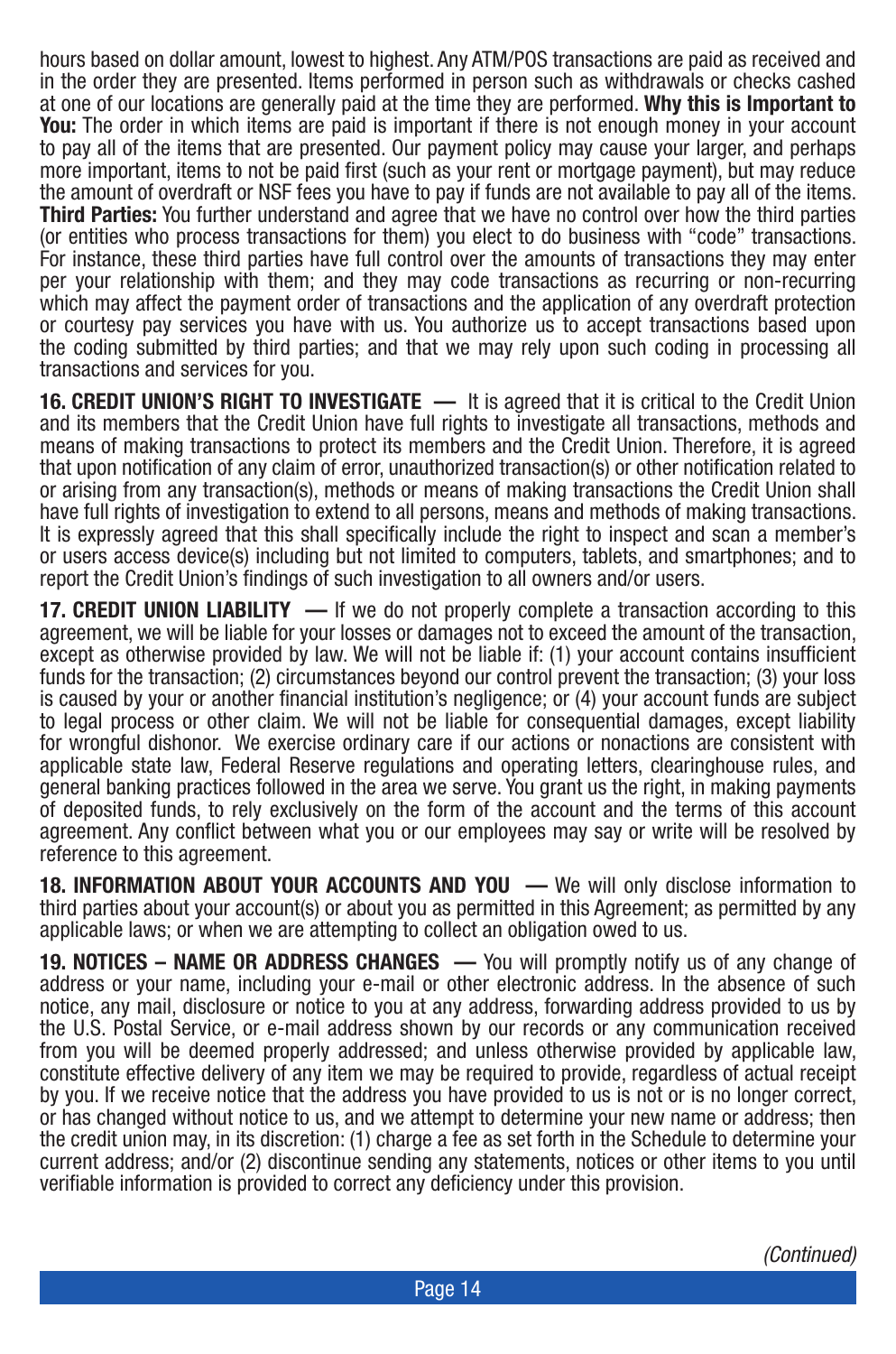hours based on dollar amount, lowest to highest. Any ATM/POS transactions are paid as received and in the order they are presented. Items performed in person such as withdrawals or checks cashed at one of our locations are generally paid at the time they are performed. **Why this is Important to You:** The order in which items are paid is important if there is not enough money in your account to pay all of the items that are presented. Our payment policy may cause your larger, and perhaps more important, items to not be paid first (such as your rent or mortgage payment), but may reduce the amount of overdraft or NSF fees you have to pay if funds are not available to pay all of the items. **Third Parties:** You further understand and agree that we have no control over how the third parties (or entities who process transactions for them) you elect to do business with "code" transactions. For instance, these third parties have full control over the amounts of transactions they may enter per your relationship with them; and they may code transactions as recurring or non-recurring which may affect the payment order of transactions and the application of any overdraft protection or courtesy pay services you have with us. You authorize us to accept transactions based upon the coding submitted by third parties; and that we may rely upon such coding in processing all transactions and services for you.

**16. CREDIT UNION'S RIGHT TO INVESTIGATE —** It is agreed that it is critical to the Credit Union and its members that the Credit Union have full rights to investigate all transactions, methods and means of making transactions to protect its members and the Credit Union. Therefore, it is agreed that upon notification of any claim of error, unauthorized transaction(s) or other notification related to or arising from any transaction(s), methods or means of making transactions the Credit Union shall have full rights of investigation to extend to all persons, means and methods of making transactions. It is expressly agreed that this shall specifically include the right to inspect and scan a member's or users access device(s) including but not limited to computers, tablets, and smartphones; and to report the Credit Union's findings of such investigation to all owners and/or users.

**17. CREDIT UNION LIABILITY —** If we do not properly complete a transaction according to this agreement, we will be liable for your losses or damages not to exceed the amount of the transaction, except as otherwise provided by law. We will not be liable if: (1) your account contains insufficient funds for the transaction; (2) circumstances beyond our control prevent the transaction; (3) your loss is caused by your or another financial institution's negligence; or (4) your account funds are subject to legal process or other claim. We will not be liable for consequential damages, except liability for wrongful dishonor. We exercise ordinary care if our actions or nonactions are consistent with applicable state law, Federal Reserve regulations and operating letters, clearinghouse rules, and general banking practices followed in the area we serve. You grant us the right, in making payments of deposited funds, to rely exclusively on the form of the account and the terms of this account agreement. Any conflict between what you or our employees may say or write will be resolved by reference to this agreement.

**18. INFORMATION ABOUT YOUR ACCOUNTS AND YOU —** We will only disclose information to third parties about your account(s) or about you as permitted in this Agreement; as permitted by any applicable laws; or when we are attempting to collect an obligation owed to us.

**19. NOTICES – NAME OR ADDRESS CHANGES —** You will promptly notify us of any change of address or your name, including your e-mail or other electronic address. In the absence of such notice, any mail, disclosure or notice to you at any address, forwarding address provided to us by the U.S. Postal Service, or e-mail address shown by our records or any communication received from you will be deemed properly addressed; and unless otherwise provided by applicable law, constitute effective delivery of any item we may be required to provide, regardless of actual receipt by you. If we receive notice that the address you have provided to us is not or is no longer correct, or has changed without notice to us, and we attempt to determine your new name or address; then the credit union may, in its discretion: (1) charge a fee as set forth in the Schedule to determine your current address; and/or (2) discontinue sending any statements, notices or other items to you until verifiable information is provided to correct any deficiency under this provision.

*(Continued)*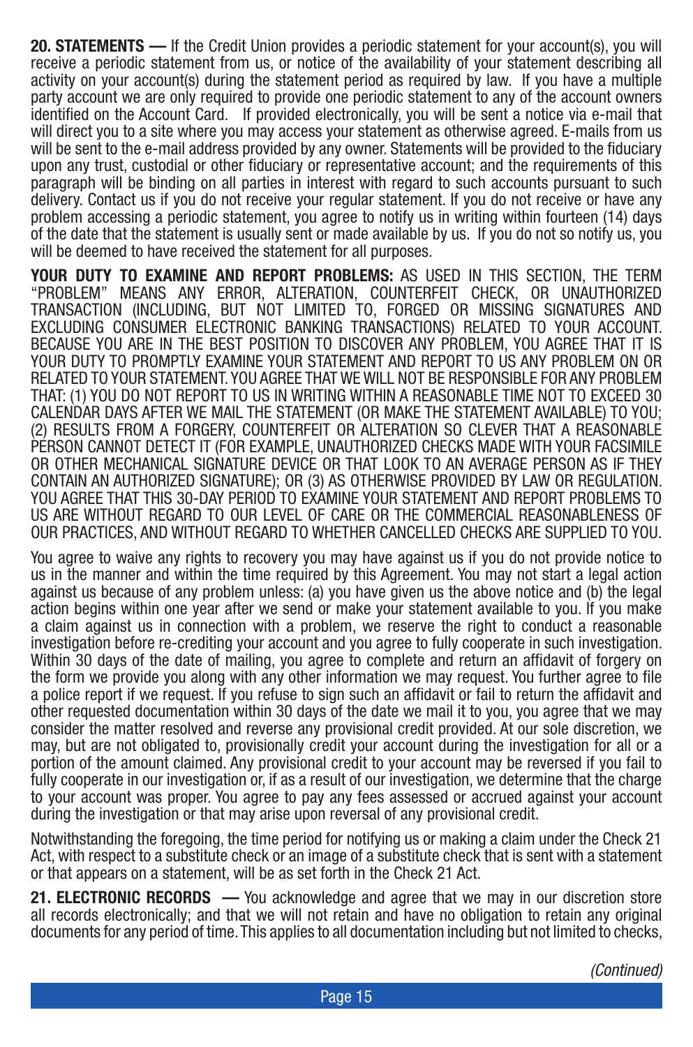**20. STATEMENTS —** If the Credit Union provides a periodic statement for your account(s), you will receive a periodic statement from us, or notice of the availability of your statement describing all activity on your account(s) during the statement period as required by law. If you have a multiple party account we are only required to provide one periodic statement to any of the account owners identified on the Account Card. If provided electronically, you will be sent a notice via e-mail that will direct you to a site where you may access your statement as otherwise agreed. E-mails from us will be sent to the e-mail address provided by any owner. Statements will be provided to the fiduciary upon any trust, custodial or other fiduciary or representative account; and the requirements of this paragraph will be binding on all parties in interest with regard to such accounts pursuant to such delivery. Contact us if you do not receive your regular statement. If you do not receive or have any problem accessing a periodic statement, you agree to notify us in writing within fourteen (14) days of the date that the statement is usually sent or made available by us. If you do not so notify us, you will be deemed to have received the statement for all purposes.

**YOUR DUTY TO EXAMINE AND REPORT PROBLEMS:** AS USED IN THIS SECTION, THE TERM "PROBLEM" MEANS ANY ERROR, ALTERATION, COUNTERFEIT CHECK, OR UNAUTHORIZED TRANSACTION (INCLUDING, BUT NOT LIMITED TO, FORGED OR MISSING SIGNATURES AND EXCLUDING CONSUMER ELECTRONIC BANKING TRANSACTIONS) RELATED TO YOUR ACCOUNT. BECAUSE YOU ARE IN THE BEST POSITION TO DISCOVER ANY PROBLEM, YOU AGREE THAT IT IS YOUR DUTY TO PROMPTLY EXAMINE YOUR STATEMENT AND REPORT TO US ANY PROBLEM ON OR RELATED TO YOUR STATEMENT. YOU AGREE THAT WE WILL NOT BE RESPONSIBLE FOR ANY PROBLEM THAT: (1) YOU DO NOT REPORT TO US IN WRITING WITHIN A REASONABLE TIME NOT TO EXCEED 30 CALENDAR DAYS AFTER WE MAIL THE STATEMENT (OR MAKE THE STATEMENT AVAILABLE) TO YOU; (2) RESULTS FROM A FORGERY, COUNTERFEIT OR ALTERATION SO CLEVER THAT A REASONABLE PERSON CANNOT DETECT IT (FOR EXAMPLE, UNAUTHORIZED CHECKS MADE WITH YOUR FACSIMILE OR OTHER MECHANICAL SIGNATURE DEVICE OR THAT LOOK TO AN AVERAGE PERSON AS IF THEY CONTAIN AN AUTHORIZED SIGNATURE); OR (3) AS OTHERWISE PROVIDED BY LAW OR REGULATION. YOU AGREE THAT THIS 30-DAY PERIOD TO EXAMINE YOUR STATEMENT AND REPORT PROBLEMS TO US ARE WITHOUT REGARD TO OUR LEVEL OF CARE OR THE COMMERCIAL REASONABLENESS OF OUR PRACTICES, AND WITHOUT REGARD TO WHETHER CANCELLED CHECKS ARE SUPPLIED TO YOU.

You agree to waive any rights to recovery you may have against us if you do not provide notice to us in the manner and within the time required by this Agreement. You may not start a legal action against us because of any problem unless: (a) you have given us the above notice and (b) the legal action begins within one year after we send or make your statement available to you. If you make a claim against us in connection with a problem, we reserve the right to conduct a reasonable investigation before re-crediting your account and you agree to fully cooperate in such investigation. Within 30 days of the date of mailing, you agree to complete and return an affidavit of forgery on the form we provide you along with any other information we may request. You further agree to file a police report if we request. If you refuse to sign such an affidavit or fail to return the affidavit and other requested documentation within 30 days of the date we mail it to you, you agree that we may consider the matter resolved and reverse any provisional credit provided. At our sole discretion, we may, but are not obligated to, provisionally credit your account during the investigation for all or a portion of the amount claimed. Any provisional credit to your account may be reversed if you fail to fully cooperate in our investigation or, if as a result of our investigation, we determine that the charge to your account was proper. You agree to pay any fees assessed or accrued against your account during the investigation or that may arise upon reversal of any provisional credit.

Notwithstanding the foregoing, the time period for notifying us or making a claim under the Check 21 Act, with respect to a substitute check or an image of a substitute check that is sent with a statement or that appears on a statement, will be as set forth in the Check 21 Act.

**21. ELECTRONIC RECORDS —** You acknowledge and agree that we may in our discretion store all records electronically; and that we will not retain and have no obligation to retain any original documents for any period of time. This applies to all documentation including but not limited to checks,

*(Continued)*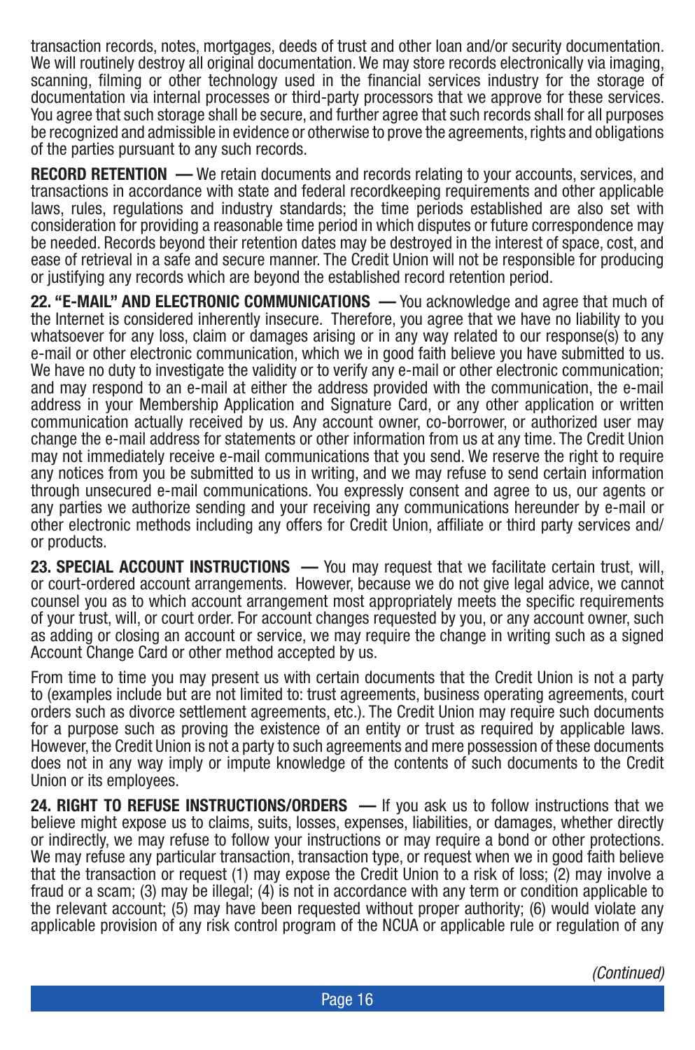transaction records, notes, mortgages, deeds of trust and other loan and/or security documentation. We will routinely destroy all original documentation. We may store records electronically via imaging, scanning, filming or other technology used in the financial services industry for the storage of documentation via internal processes or third-party processors that we approve for these services. You agree that such storage shall be secure, and further agree that such records shall for all purposes be recognized and admissible in evidence or otherwise to prove the agreements, rights and obligations of the parties pursuant to any such records.

**RECORD RETENTION —** We retain documents and records relating to your accounts, services, and transactions in accordance with state and federal recordkeeping requirements and other applicable laws, rules, regulations and industry standards; the time periods established are also set with consideration for providing a reasonable time period in which disputes or future correspondence may be needed. Records beyond their retention dates may be destroyed in the interest of space, cost, and ease of retrieval in a safe and secure manner. The Credit Union will not be responsible for producing or justifying any records which are beyond the established record retention period.

**22. "E-MAIL" AND ELECTRONIC COMMUNICATIONS —** You acknowledge and agree that much of the Internet is considered inherently insecure. Therefore, you agree that we have no liability to you whatsoever for any loss, claim or damages arising or in any way related to our response(s) to any e-mail or other electronic communication, which we in good faith believe you have submitted to us. We have no duty to investigate the validity or to verify any e-mail or other electronic communication; and may respond to an e-mail at either the address provided with the communication, the e-mail address in your Membership Application and Signature Card, or any other application or written communication actually received by us. Any account owner, co-borrower, or authorized user may change the e-mail address for statements or other information from us at any time. The Credit Union may not immediately receive e-mail communications that you send. We reserve the right to require any notices from you be submitted to us in writing, and we may refuse to send certain information through unsecured e-mail communications. You expressly consent and agree to us, our agents or any parties we authorize sending and your receiving any communications hereunder by e-mail or other electronic methods including any offers for Credit Union, affiliate or third party services and/or products.

**23. SPECIAL ACCOUNT INSTRUCTIONS —** You may request that we facilitate certain trust, will, or court-ordered account arrangements. However, because we do not give legal advice, we cannot counsel you as to which account arrangement most appropriately meets the specific requirements of your trust, will, or court order. For account changes requested by you, or any account owner, such as adding or closing an account or service, we may require the change in writing such as a signed Account Change Card or other method accepted by us.

From time to time you may present us with certain documents that the Credit Union is not a party to (examples include but are not limited to: trust agreements, business operating agreements, court orders such as divorce settlement agreements, etc.). The Credit Union may require such documents for a purpose such as proving the existence of an entity or trust as required by applicable laws. However, the Credit Union is not a party to such agreements and mere possession of these documents does not in any way imply or impute knowledge of the contents of such documents to the Credit Union or its employees.

**24. RIGHT TO REFUSE INSTRUCTIONS/ORDERS —** If you ask us to follow instructions that we believe might expose us to claims, suits, losses, expenses, liabilities, or damages, whether directly or indirectly, we may refuse to follow your instructions or may require a bond or other protections. We may refuse any particular transaction, transaction type, or request when we in good faith believe that the transaction or request (1) may expose the Credit Union to a risk of loss; (2) may involve a fraud or a scam; (3) may be illegal; (4) is not in accordance with any term or condition applicable to the relevant account; (5) may have been requested without proper authority; (6) would violate any applicable provision of any risk control program of the NCUA or applicable rule or regulation of any

*(Continued)*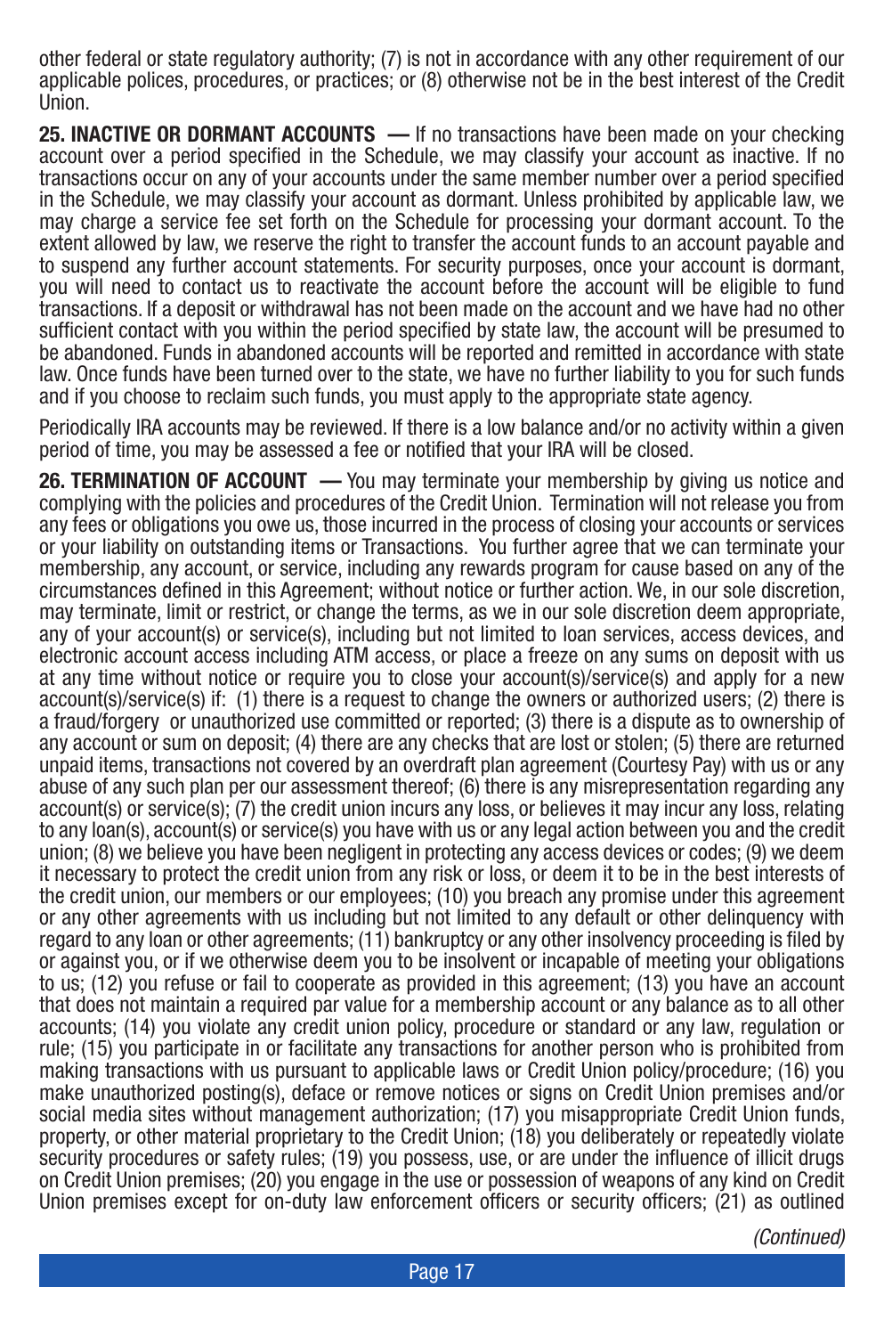other federal or state regulatory authority; (7) is not in accordance with any other requirement of our applicable polices, procedures, or practices; or (8) otherwise not be in the best interest of the Credit Union.

**25. INACTIVE OR DORMANT ACCOUNTS —** If no transactions have been made on your checking account over a period specified in the Schedule, we may classify your account as inactive. If no transactions occur on any of your accounts under the same member number over a period specified in the Schedule, we may classify your account as dormant. Unless prohibited by applicable law, we may charge a service fee set forth on the Schedule for processing your dormant account. To the extent allowed by law, we reserve the right to transfer the account funds to an account payable and to suspend any further account statements. For security purposes, once your account is dormant, you will need to contact us to reactivate the account before the account will be eligible to fund transactions. If a deposit or withdrawal has not been made on the account and we have had no other sufficient contact with you within the period specified by state law, the account will be presumed to be abandoned. Funds in abandoned accounts will be reported and remitted in accordance with state law. Once funds have been turned over to the state, we have no further liability to you for such funds and if you choose to reclaim such funds, you must apply to the appropriate state agency.

Periodically IRA accounts may be reviewed. If there is a low balance and/or no activity within a given period of time, you may be assessed a fee or notified that your IRA will be closed.

**26. TERMINATION OF ACCOUNT —** You may terminate your membership by giving us notice and complying with the policies and procedures of the Credit Union. Termination will not release you from any fees or obligations you owe us, those incurred in the process of closing your accounts or services or your liability on outstanding items or Transactions. You further agree that we can terminate your membership, any account, or service, including any rewards program for cause based on any of the circumstances defined in this Agreement; without notice or further action. We, in our sole discretion, may terminate, limit or restrict, or change the terms, as we in our sole discretion deem appropriate, any of your account(s) or service(s), including but not limited to loan services, access devices, and electronic account access including ATM access, or place a freeze on any sums on deposit with us at any time without notice or require you to close your account(s)/service(s) and apply for a new account(s)/service(s) if: (1) there is a request to change the owners or authorized users; (2) there is a fraud/forgery or unauthorized use committed or reported; (3) there is a dispute as to ownership of any account or sum on deposit; (4) there are any checks that are lost or stolen; (5) there are returned unpaid items, transactions not covered by an overdraft plan agreement (Courtesy Pay) with us or any abuse of any such plan per our assessment thereof; (6) there is any misrepresentation regarding any account(s) or service(s); (7) the credit union incurs any loss, or believes it may incur any loss, relating to any loan(s), account(s) or service(s) you have with us or any legal action between you and the credit union; (8) we believe you have been negligent in protecting any access devices or codes; (9) we deem it necessary to protect the credit union from any risk or loss, or deem it to be in the best interests of the credit union, our members or our employees; (10) you breach any promise under this agreement or any other agreements with us including but not limited to any default or other delinquency with regard to any loan or other agreements; (11) bankruptcy or any other insolvency proceeding is filed by or against you, or if we otherwise deem you to be insolvent or incapable of meeting your obligations to us; (12) you refuse or fail to cooperate as provided in this agreement; (13) you have an account that does not maintain a required par value for a membership account or any balance as to all other accounts; (14) you violate any credit union policy, procedure or standard or any law, regulation or rule; (15) you participate in or facilitate any transactions for another person who is prohibited from making transactions with us pursuant to applicable laws or Credit Union policy/procedure; (16) you make unauthorized posting(s), deface or remove notices or signs on Credit Union premises and/or social media sites without management authorization; (17) you misappropriate Credit Union funds, property, or other material proprietary to the Credit Union; (18) you deliberately or repeatedly violate security procedures or safety rules; (19) you possess, use, or are under the influence of illicit drugs on Credit Union premises; (20) you engage in the use or possession of weapons of any kind on Credit Union premises except for on-duty law enforcement officers or security officers; (21) as outlined

*(Continued)*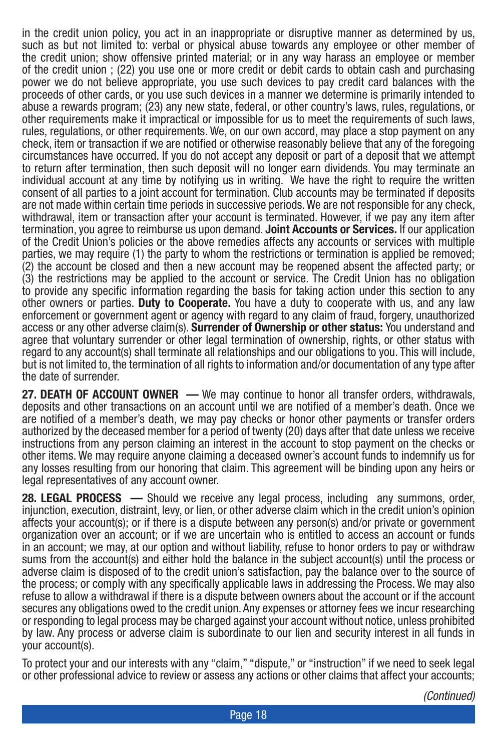in the credit union policy, you act in an inappropriate or disruptive manner as determined by us, such as but not limited to: verbal or physical abuse towards any employee or other member of the credit union; show offensive printed material; or in any way harass an employee or member of the credit union ; (22) you use one or more credit or debit cards to obtain cash and purchasing power we do not believe appropriate, you use such devices to pay credit card balances with the proceeds of other cards, or you use such devices in a manner we determine is primarily intended to abuse a rewards program; (23) any new state, federal, or other country's laws, rules, regulations, or other requirements make it impractical or impossible for us to meet the requirements of such laws, rules, regulations, or other requirements. We, on our own accord, may place a stop payment on any check, item or transaction if we are notified or otherwise reasonably believe that any of the foregoing circumstances have occurred. If you do not accept any deposit or part of a deposit that we attempt to return after termination, then such deposit will no longer earn dividends. You may terminate an individual account at any time by notifying us in writing. We have the right to require the written consent of all parties to a joint account for termination. Club accounts may be terminated if deposits are not made within certain time periods in successive periods. We are not responsible for any check, withdrawal, item or transaction after your account is terminated. However, if we pay any item after termination, you agree to reimburse us upon demand. **Joint Accounts or Services.** If our application of the Credit Union's policies or the above remedies affects any accounts or services with multiple parties, we may require (1) the party to whom the restrictions or termination is applied be removed; (2) the account be closed and then a new account may be reopened absent the affected party; or (3) the restrictions may be applied to the account or service. The Credit Union has no obligation to provide any specific information regarding the basis for taking action under this section to any other owners or parties. **Duty to Cooperate.** You have a duty to cooperate with us, and any law enforcement or government agent or agency with regard to any claim of fraud, forgery, unauthorized access or any other adverse claim(s). **Surrender of Ownership or other status:** You understand and agree that voluntary surrender or other legal termination of ownership, rights, or other status with regard to any account(s) shall terminate all relationships and our obligations to you. This will include, but is not limited to, the termination of all rights to information and/or documentation of any type after the date of surrender.

**27. DEATH OF ACCOUNT OWNER —** We may continue to honor all transfer orders, withdrawals, deposits and other transactions on an account until we are notified of a member's death. Once we are notified of a member's death, we may pay checks or honor other payments or transfer orders authorized by the deceased member for a period of twenty (20) days after that date unless we receive instructions from any person claiming an interest in the account to stop payment on the checks or other items. We may require anyone claiming a deceased owner's account funds to indemnify us for any losses resulting from our honoring that claim. This agreement will be binding upon any heirs or legal representatives of any account owner.

**28. LEGAL PROCESS —** Should we receive any legal process, including any summons, order, injunction, execution, distraint, levy, or lien, or other adverse claim which in the credit union's opinion affects your account(s); or if there is a dispute between any person(s) and/or private or government organization over an account; or if we are uncertain who is entitled to access an account or funds in an account; we may, at our option and without liability, refuse to honor orders to pay or withdraw sums from the account(s) and either hold the balance in the subject account(s) until the process or adverse claim is disposed of to the credit union's satisfaction, pay the balance over to the source of the process; or comply with any specifically applicable laws in addressing the Process. We may also refuse to allow a withdrawal if there is a dispute between owners about the account or if the account secures any obligations owed to the credit union. Any expenses or attorney fees we incur researching or responding to legal process may be charged against your account without notice, unless prohibited by law. Any process or adverse claim is subordinate to our lien and security interest in all funds in your account(s).

To protect your and our interests with any "claim," "dispute," or "instruction" if we need to seek legal or other professional advice to review or assess any actions or other claims that affect your accounts;

*(Continued)*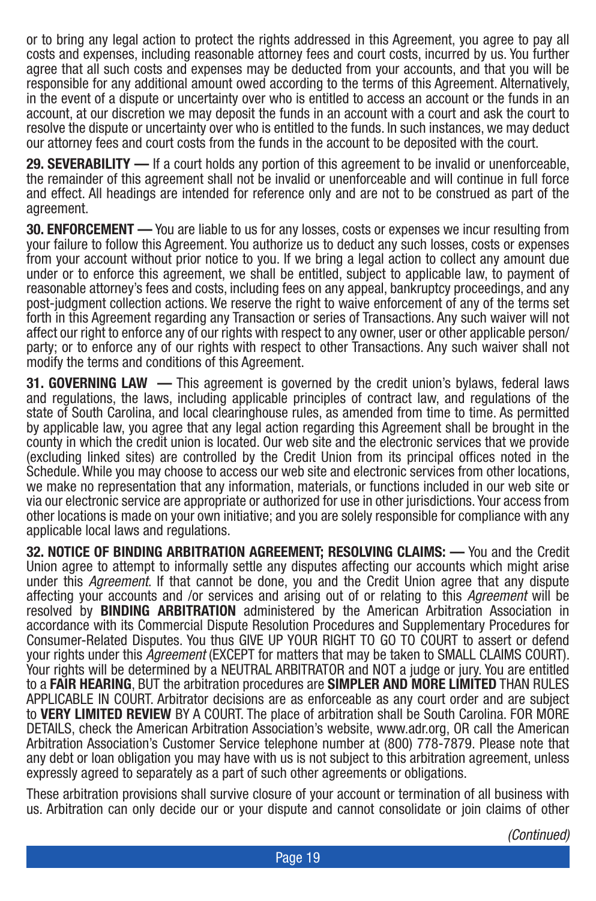or to bring any legal action to protect the rights addressed in this Agreement, you agree to pay all costs and expenses, including reasonable attorney fees and court costs, incurred by us. You further agree that all such costs and expenses may be deducted from your accounts, and that you will be responsible for any additional amount owed according to the terms of this Agreement. Alternatively, in the event of a dispute or uncertainty over who is entitled to access an account or the funds in an account, at our discretion we may deposit the funds in an account with a court and ask the court to resolve the dispute or uncertainty over who is entitled to the funds. In such instances, we may deduct our attorney fees and court costs from the funds in the account to be deposited with the court.

**29. SEVERABILITY —** If a court holds any portion of this agreement to be invalid or unenforceable, the remainder of this agreement shall not be invalid or unenforceable and will continue in full force and effect. All headings are intended for reference only and are not to be construed as part of the agreement.

**30. ENFORCEMENT —** You are liable to us for any losses, costs or expenses we incur resulting from your failure to follow this Agreement. You authorize us to deduct any such losses, costs or expenses from your account without prior notice to you. If we bring a legal action to collect any amount due under or to enforce this agreement, we shall be entitled, subject to applicable law, to payment of reasonable attorney's fees and costs, including fees on any appeal, bankruptcy proceedings, and any post-judgment collection actions. We reserve the right to waive enforcement of any of the terms set forth in this Agreement regarding any Transaction or series of Transactions. Any such waiver will not affect our right to enforce any of our rights with respect to any owner, user or other applicable person/party; or to enforce any of our rights with respect to other Transactions. Any such waiver shall not modify the terms and conditions of this Agreement.

**31. GOVERNING LAW —** This agreement is governed by the credit union's bylaws, federal laws and regulations, the laws, including applicable principles of contract law, and regulations of the state of South Carolina, and local clearinghouse rules, as amended from time to time. As permitted by applicable law, you agree that any legal action regarding this Agreement shall be brought in the county in which the credit union is located. Our web site and the electronic services that we provide (excluding linked sites) are controlled by the Credit Union from its principal offices noted in the Schedule. While you may choose to access our web site and electronic services from other locations, we make no representation that any information, materials, or functions included in our web site or via our electronic service are appropriate or authorized for use in other jurisdictions. Your access from other locations is made on your own initiative; and you are solely responsible for compliance with any applicable local laws and regulations.

**32. NOTICE OF BINDING ARBITRATION AGREEMENT; RESOLVING CLAIMS: —** You and the Credit Union agree to attempt to informally settle any disputes affecting our accounts which might arise under this *Agreement*. If that cannot be done, you and the Credit Union agree that any dispute affecting your accounts and /or services and arising out of or relating to this *Agreement* will be resolved by **BINDING ARBITRATION** administered by the American Arbitration Association in accordance with its Commercial Dispute Resolution Procedures and Supplementary Procedures for Consumer-Related Disputes. You thus GIVE UP YOUR RIGHT TO GO TO COURT to assert or defend your rights under this *Agreement* (EXCEPT for matters that may be taken to SMALL CLAIMS COURT). Your rights will be determined by a NEUTRAL ARBITRATOR and NOT a judge or jury. You are entitled to a **FAIR HEARING**, BUT the arbitration procedures are **SIMPLER AND MORE LIMITED** THAN RULES APPLICABLE IN COURT. Arbitrator decisions are as enforceable as any court order and are subject to **VERY LIMITED REVIEW** BY A COURT. The place of arbitration shall be South Carolina. FOR MORE DETAILS, check the American Arbitration Association's website, www.adr.org, OR call the American Arbitration Association's Customer Service telephone number at (800) 778-7879. Please note that any debt or loan obligation you may have with us is not subject to this arbitration agreement, unless expressly agreed to separately as a part of such other agreements or obligations.

These arbitration provisions shall survive closure of your account or termination of all business with us. Arbitration can only decide our or your dispute and cannot consolidate or join claims of other

*(Continued)*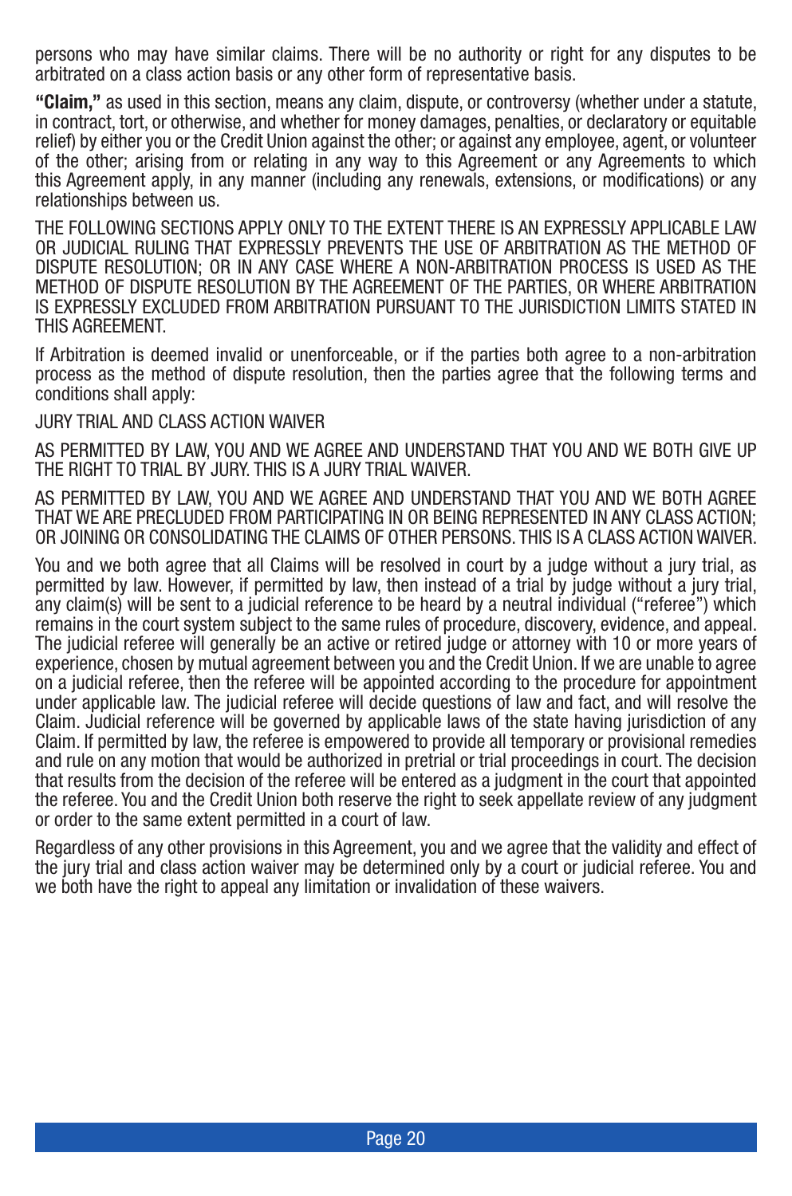persons who may have similar claims. There will be no authority or right for any disputes to be arbitrated on a class action basis or any other form of representative basis.

**"Claim,"** as used in this section, means any claim, dispute, or controversy (whether under a statute, in contract, tort, or otherwise, and whether for money damages, penalties, or declaratory or equitable relief) by either you or the Credit Union against the other; or against any employee, agent, or volunteer of the other; arising from or relating in any way to this Agreement or any Agreements to which this Agreement apply, in any manner (including any renewals, extensions, or modifications) or any relationships between us.

THE FOLLOWING SECTIONS APPLY ONLY TO THE EXTENT THERE IS AN EXPRESSLY APPLICABLE LAW OR JUDICIAL RULING THAT EXPRESSLY PREVENTS THE USE OF ARBITRATION AS THE METHOD OF DISPUTE RESOLUTION; OR IN ANY CASE WHERE A NON-ARBITRATION PROCESS IS USED AS THE METHOD OF DISPUTE RESOLUTION BY THE AGREEMENT OF THE PARTIES, OR WHERE ARBITRATION IS EXPRESSLY EXCLUDED FROM ARBITRATION PURSUANT TO THE JURISDICTION LIMITS STATED IN THIS AGREEMENT.

If Arbitration is deemed invalid or unenforceable, or if the parties both agree to a non-arbitration process as the method of dispute resolution, then the parties agree that the following terms and conditions shall apply:

JURY TRIAL AND CLASS ACTION WAIVER

AS PERMITTED BY LAW, YOU AND WE AGREE AND UNDERSTAND THAT YOU AND WE BOTH GIVE UP THE RIGHT TO TRIAL BY JURY. THIS IS A JURY TRIAL WAIVER.

AS PERMITTED BY LAW, YOU AND WE AGREE AND UNDERSTAND THAT YOU AND WE BOTH AGREE THAT WE ARE PRECLUDED FROM PARTICIPATING IN OR BEING REPRESENTED IN ANY CLASS ACTION; OR JOINING OR CONSOLIDATING THE CLAIMS OF OTHER PERSONS. THIS IS A CLASS ACTION WAIVER.

You and we both agree that all Claims will be resolved in court by a judge without a jury trial, as permitted by law. However, if permitted by law, then instead of a trial by judge without a jury trial, any claim(s) will be sent to a judicial reference to be heard by a neutral individual ("referee") which remains in the court system subject to the same rules of procedure, discovery, evidence, and appeal. The judicial referee will generally be an active or retired judge or attorney with 10 or more years of experience, chosen by mutual agreement between you and the Credit Union. If we are unable to agree on a judicial referee, then the referee will be appointed according to the procedure for appointment under applicable law. The judicial referee will decide questions of law and fact, and will resolve the Claim. Judicial reference will be governed by applicable laws of the state having jurisdiction of any Claim. If permitted by law, the referee is empowered to provide all temporary or provisional remedies and rule on any motion that would be authorized in pretrial or trial proceedings in court. The decision that results from the decision of the referee will be entered as a judgment in the court that appointed the referee. You and the Credit Union both reserve the right to seek appellate review of any judgment or order to the same extent permitted in a court of law.

Regardless of any other provisions in this Agreement, you and we agree that the validity and effect of the jury trial and class action waiver may be determined only by a court or judicial referee. You and we both have the right to appeal any limitation or invalidation of these waivers.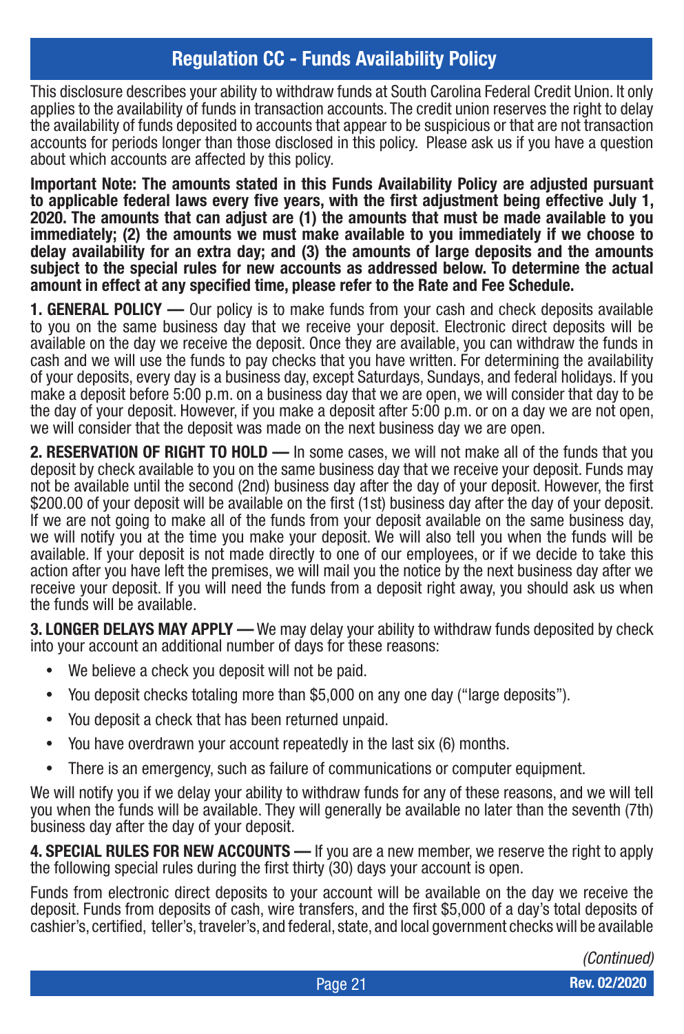# Regulation CC - Funds Availability Policy

This disclosure describes your ability to withdraw funds at South Carolina Federal Credit Union. It only applies to the availability of funds in transaction accounts. The credit union reserves the right to delay the availability of funds deposited to accounts that appear to be suspicious or that are not transaction accounts for periods longer than those disclosed in this policy. Please ask us if you have a question about which accounts are affected by this policy.

**Important Note: The amounts stated in this Funds Availability Policy are adjusted pursuant to applicable federal laws every five years, with the first adjustment being effective July 1, 2020. The amounts that can adjust are (1) the amounts that must be made available to you immediately; (2) the amounts we must make available to you immediately if we choose to delay availability for an extra day; and (3) the amounts of large deposits and the amounts subject to the special rules for new accounts as addressed below. To determine the actual amount in effect at any specified time, please refer to the Rate and Fee Schedule.**

**1. GENERAL POLICY —** Our policy is to make funds from your cash and check deposits available to you on the same business day that we receive your deposit. Electronic direct deposits will be available on the day we receive the deposit. Once they are available, you can withdraw the funds in cash and we will use the funds to pay checks that you have written. For determining the availability of your deposits, every day is a business day, except Saturdays, Sundays, and federal holidays. If you make a deposit before 5:00 p.m. on a business day that we are open, we will consider that day to be the day of your deposit. However, if you make a deposit after 5:00 p.m. or on a day we are not open, we will consider that the deposit was made on the next business day we are open.

**2. RESERVATION OF RIGHT TO HOLD —** In some cases, we will not make all of the funds that you deposit by check available to you on the same business day that we receive your deposit. Funds may not be available until the second (2nd) business day after the day of your deposit. However, the first $200.00 of your deposit will be available on the first (1st) business day after the day of your deposit. If we are not going to make all of the funds from your deposit available on the same business day, we will notify you at the time you make your deposit. We will also tell you when the funds will be available. If your deposit is not made directly to one of our employees, or if we decide to take this action after you have left the premises, we will mail you the notice by the next business day after we receive your deposit. If you will need the funds from a deposit right away, you should ask us when the funds will be available.

**3. LONGER DELAYS MAY APPLY —** We may delay your ability to withdraw funds deposited by check into your account an additional number of days for these reasons:

- We believe a check you deposit will not be paid.
- You deposit checks totaling more than $5,000 on any one day ("large deposits").
- You deposit a check that has been returned unpaid.
- You have overdrawn your account repeatedly in the last six (6) months.
- There is an emergency, such as failure of communications or computer equipment.

We will notify you if we delay your ability to withdraw funds for any of these reasons, and we will tell you when the funds will be available. They will generally be available no later than the seventh (7th) business day after the day of your deposit.

**4. SPECIAL RULES FOR NEW ACCOUNTS —** If you are a new member, we reserve the right to apply the following special rules during the first thirty (30) days your account is open.

Funds from electronic direct deposits to your account will be available on the day we receive the deposit. Funds from deposits of cash, wire transfers, and the first $5,000 of a day's total deposits of cashier's, certified, teller's, traveler's, and federal, state, and local government checks will be available

*(Continued)*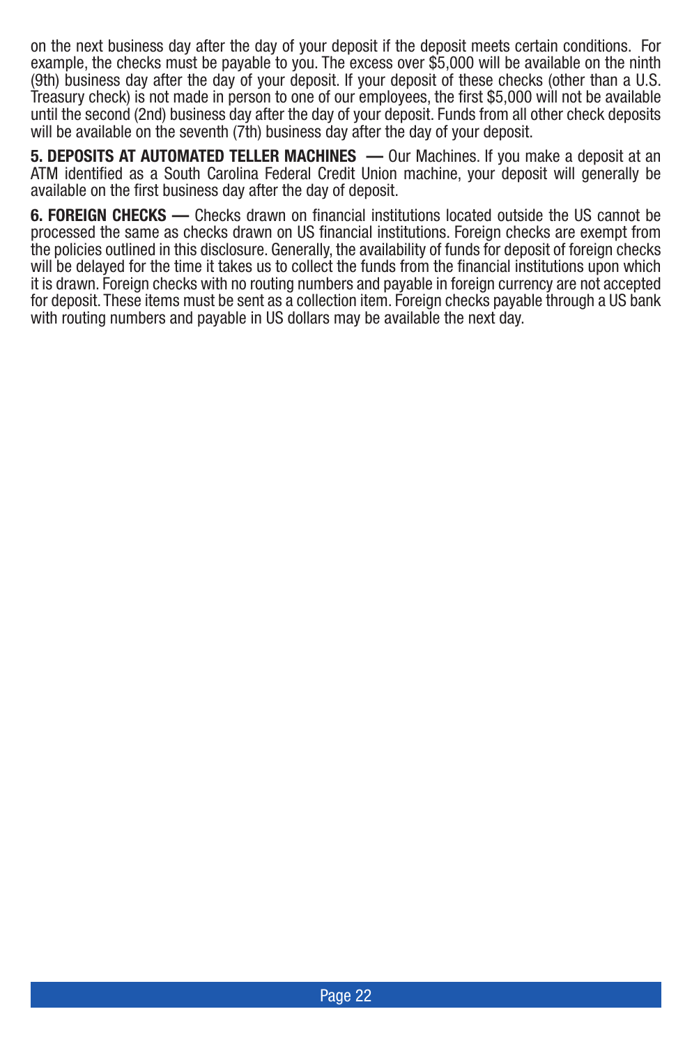on the next business day after the day of your deposit if the deposit meets certain conditions. For example, the checks must be payable to you. The excess over $5,000 will be available on the ninth (9th) business day after the day of your deposit. If your deposit of these checks (other than a U.S. Treasury check) is not made in person to one of our employees, the first $5,000 will not be available until the second (2nd) business day after the day of your deposit. Funds from all other check deposits will be available on the seventh (7th) business day after the day of your deposit.

**5. DEPOSITS AT AUTOMATED TELLER MACHINES —** Our Machines. If you make a deposit at an ATM identified as a South Carolina Federal Credit Union machine, your deposit will generally be available on the first business day after the day of deposit.

**6. FOREIGN CHECKS —** Checks drawn on financial institutions located outside the US cannot be processed the same as checks drawn on US financial institutions. Foreign checks are exempt from the policies outlined in this disclosure. Generally, the availability of funds for deposit of foreign checks will be delayed for the time it takes us to collect the funds from the financial institutions upon which it is drawn. Foreign checks with no routing numbers and payable in foreign currency are not accepted for deposit. These items must be sent as a collection item. Foreign checks payable through a US bank with routing numbers and payable in US dollars may be available the next day.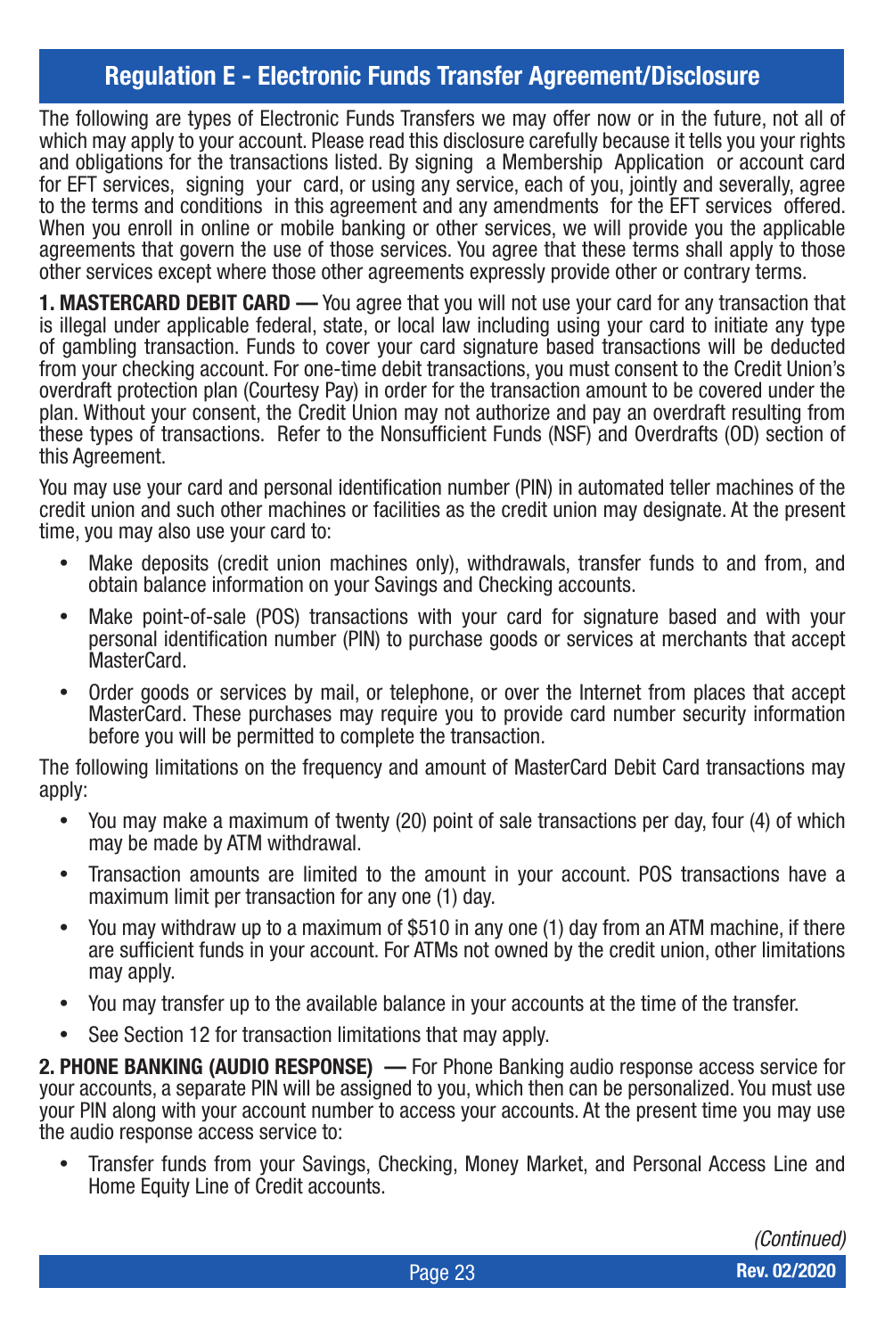## Regulation E - Electronic Funds Transfer Agreement/Disclosure

The following are types of Electronic Funds Transfers we may offer now or in the future, not all of which may apply to your account. Please read this disclosure carefully because it tells you your rights and obligations for the transactions listed. By signing a Membership Application or account card for EFT services, signing your card, or using any service, each of you, jointly and severally, agree to the terms and conditions in this agreement and any amendments for the EFT services offered. When you enroll in online or mobile banking or other services, we will provide you the applicable agreements that govern the use of those services. You agree that these terms shall apply to those other services except where those other agreements expressly provide other or contrary terms.

**1. MASTERCARD DEBIT CARD —** You agree that you will not use your card for any transaction that is illegal under applicable federal, state, or local law including using your card to initiate any type of gambling transaction. Funds to cover your card signature based transactions will be deducted from your checking account. For one-time debit transactions, you must consent to the Credit Union's overdraft protection plan (Courtesy Pay) in order for the transaction amount to be covered under the plan. Without your consent, the Credit Union may not authorize and pay an overdraft resulting from these types of transactions. Refer to the Nonsufficient Funds (NSF) and Overdrafts (OD) section of this Agreement.

You may use your card and personal identification number (PIN) in automated teller machines of the credit union and such other machines or facilities as the credit union may designate. At the present time, you may also use your card to:

- Make deposits (credit union machines only), withdrawals, transfer funds to and from, and obtain balance information on your Savings and Checking accounts.
- Make point-of-sale (POS) transactions with your card for signature based and with your personal identification number (PIN) to purchase goods or services at merchants that accept MasterCard.
- Order goods or services by mail, or telephone, or over the Internet from places that accept MasterCard. These purchases may require you to provide card number security information before you will be permitted to complete the transaction.

The following limitations on the frequency and amount of MasterCard Debit Card transactions may apply:

- You may make a maximum of twenty (20) point of sale transactions per day, four (4) of which may be made by ATM withdrawal.
- Transaction amounts are limited to the amount in your account. POS transactions have a maximum limit per transaction for any one (1) day.
- You may withdraw up to a maximum of $510 in any one (1) day from an ATM machine, if there are sufficient funds in your account. For ATMs not owned by the credit union, other limitations may apply.
- You may transfer up to the available balance in your accounts at the time of the transfer.
- See Section 12 for transaction limitations that may apply.

**2. PHONE BANKING (AUDIO RESPONSE) —** For Phone Banking audio response access service for your accounts, a separate PIN will be assigned to you, which then can be personalized. You must use your PIN along with your account number to access your accounts. At the present time you may use the audio response access service to:

- Transfer funds from your Savings, Checking, Money Market, and Personal Access Line and Home Equity Line of Credit accounts.

*(Continued)*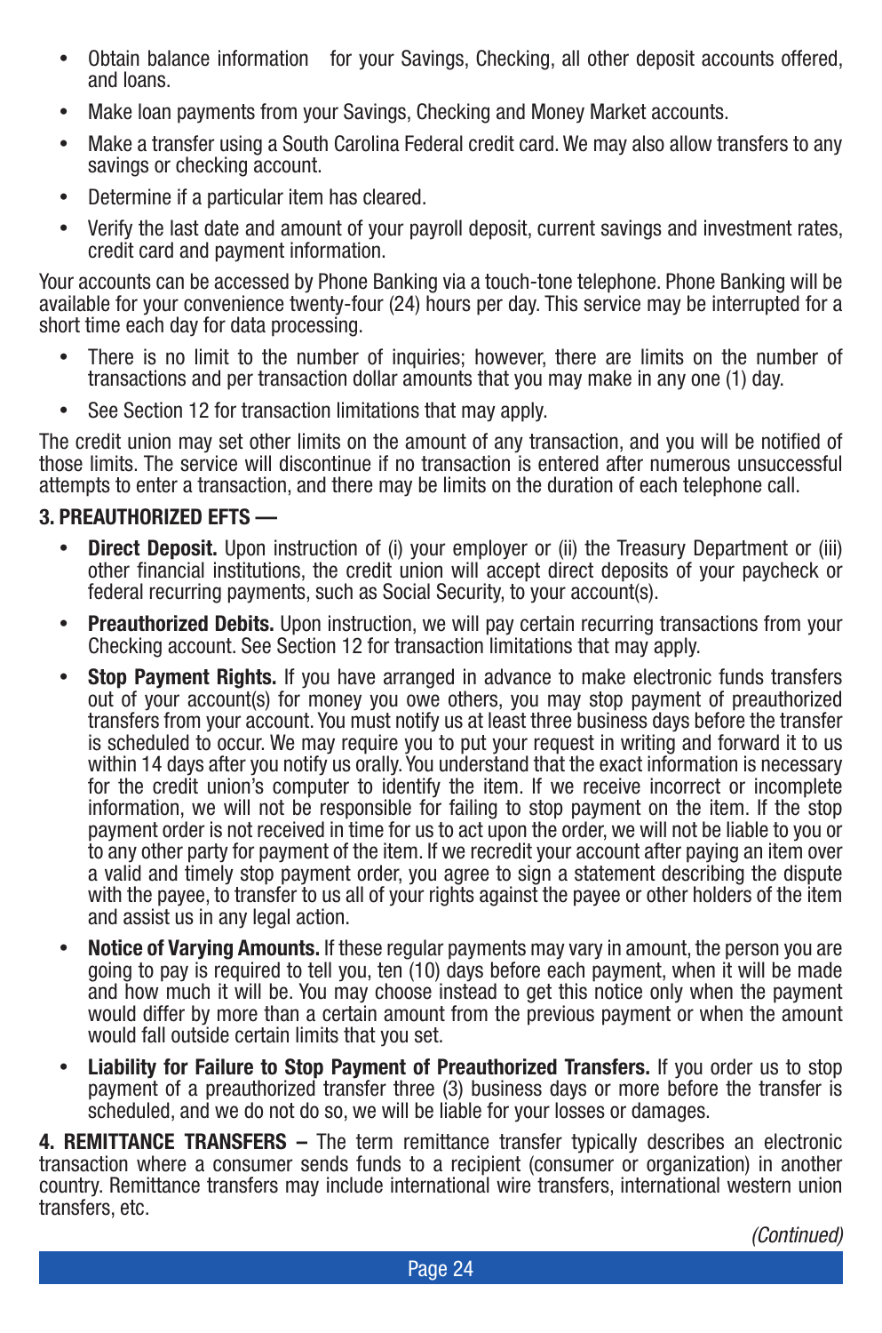- Obtain balance information for your Savings, Checking, all other deposit accounts offered, and loans.
- Make loan payments from your Savings, Checking and Money Market accounts.
- Make a transfer using a South Carolina Federal credit card. We may also allow transfers to any savings or checking account.
- Determine if a particular item has cleared.
- Verify the last date and amount of your payroll deposit, current savings and investment rates, credit card and payment information.

Your accounts can be accessed by Phone Banking via a touch-tone telephone. Phone Banking will be available for your convenience twenty-four (24) hours per day. This service may be interrupted for a short time each day for data processing.

- There is no limit to the number of inquiries; however, there are limits on the number of transactions and per transaction dollar amounts that you may make in any one (1) day.
- See Section 12 for transaction limitations that may apply.

The credit union may set other limits on the amount of any transaction, and you will be notified of those limits. The service will discontinue if no transaction is entered after numerous unsuccessful attempts to enter a transaction, and there may be limits on the duration of each telephone call.

**3. PREAUTHORIZED EFTS —**

- **Direct Deposit.** Upon instruction of (i) your employer or (ii) the Treasury Department or (iii) other financial institutions, the credit union will accept direct deposits of your paycheck or federal recurring payments, such as Social Security, to your account(s).
- **Preauthorized Debits.** Upon instruction, we will pay certain recurring transactions from your Checking account. See Section 12 for transaction limitations that may apply.
- **Stop Payment Rights.** If you have arranged in advance to make electronic funds transfers out of your account(s) for money you owe others, you may stop payment of preauthorized transfers from your account. You must notify us at least three business days before the transfer is scheduled to occur. We may require you to put your request in writing and forward it to us within 14 days after you notify us orally. You understand that the exact information is necessary for the credit union's computer to identify the item. If we receive incorrect or incomplete information, we will not be responsible for failing to stop payment on the item. If the stop payment order is not received in time for us to act upon the order, we will not be liable to you or to any other party for payment of the item. If we recredit your account after paying an item over a valid and timely stop payment order, you agree to sign a statement describing the dispute with the payee, to transfer to us all of your rights against the payee or other holders of the item and assist us in any legal action.
- **Notice of Varying Amounts.** If these regular payments may vary in amount, the person you are going to pay is required to tell you, ten (10) days before each payment, when it will be made and how much it will be. You may choose instead to get this notice only when the payment would differ by more than a certain amount from the previous payment or when the amount would fall outside certain limits that you set.
- **Liability for Failure to Stop Payment of Preauthorized Transfers.** If you order us to stop payment of a preauthorized transfer three (3) business days or more before the transfer is scheduled, and we do not do so, we will be liable for your losses or damages.

**4. REMITTANCE TRANSFERS –** The term remittance transfer typically describes an electronic transaction where a consumer sends funds to a recipient (consumer or organization) in another country. Remittance transfers may include international wire transfers, international western union transfers, etc.

*(Continued)*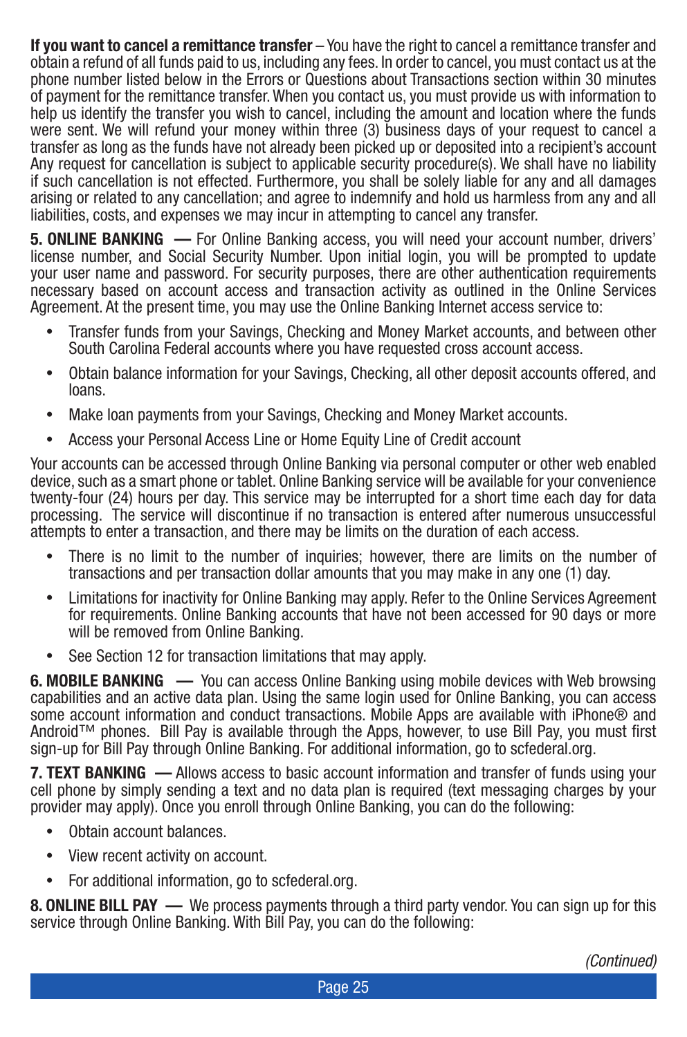**If you want to cancel a remittance transfer** – You have the right to cancel a remittance transfer and obtain a refund of all funds paid to us, including any fees. In order to cancel, you must contact us at the phone number listed below in the Errors or Questions about Transactions section within 30 minutes of payment for the remittance transfer. When you contact us, you must provide us with information to help us identify the transfer you wish to cancel, including the amount and location where the funds were sent. We will refund your money within three (3) business days of your request to cancel a transfer as long as the funds have not already been picked up or deposited into a recipient's account Any request for cancellation is subject to applicable security procedure(s). We shall have no liability if such cancellation is not effected. Furthermore, you shall be solely liable for any and all damages arising or related to any cancellation; and agree to indemnify and hold us harmless from any and all liabilities, costs, and expenses we may incur in attempting to cancel any transfer.

**5. ONLINE BANKING —** For Online Banking access, you will need your account number, drivers' license number, and Social Security Number. Upon initial login, you will be prompted to update your user name and password. For security purposes, there are other authentication requirements necessary based on account access and transaction activity as outlined in the Online Services Agreement. At the present time, you may use the Online Banking Internet access service to:

- Transfer funds from your Savings, Checking and Money Market accounts, and between other South Carolina Federal accounts where you have requested cross account access.
- Obtain balance information for your Savings, Checking, all other deposit accounts offered, and loans.
- Make loan payments from your Savings, Checking and Money Market accounts.
- Access your Personal Access Line or Home Equity Line of Credit account

Your accounts can be accessed through Online Banking via personal computer or other web enabled device, such as a smart phone or tablet. Online Banking service will be available for your convenience twenty-four (24) hours per day. This service may be interrupted for a short time each day for data processing. The service will discontinue if no transaction is entered after numerous unsuccessful attempts to enter a transaction, and there may be limits on the duration of each access.

- There is no limit to the number of inquiries; however, there are limits on the number of transactions and per transaction dollar amounts that you may make in any one (1) day.
- Limitations for inactivity for Online Banking may apply. Refer to the Online Services Agreement for requirements. Online Banking accounts that have not been accessed for 90 days or more will be removed from Online Banking.
- See Section 12 for transaction limitations that may apply.

**6. MOBILE BANKING —** You can access Online Banking using mobile devices with Web browsing capabilities and an active data plan. Using the same login used for Online Banking, you can access some account information and conduct transactions. Mobile Apps are available with iPhone® and Android™ phones. Bill Pay is available through the Apps, however, to use Bill Pay, you must first sign-up for Bill Pay through Online Banking. For additional information, go to scfederal.org.

**7. TEXT BANKING —** Allows access to basic account information and transfer of funds using your cell phone by simply sending a text and no data plan is required (text messaging charges by your provider may apply). Once you enroll through Online Banking, you can do the following:

- Obtain account balances.
- View recent activity on account.
- For additional information, go to scfederal.org.

**8. ONLINE BILL PAY —** We process payments through a third party vendor. You can sign up for this service through Online Banking. With Bill Pay, you can do the following:

*(Continued)*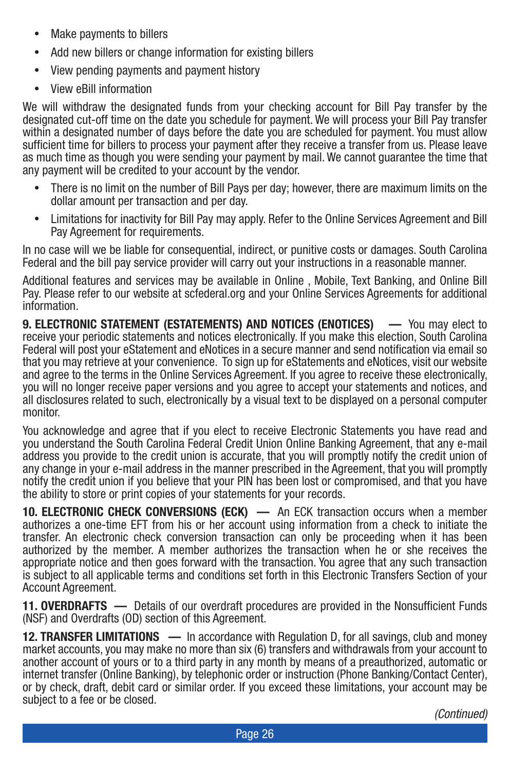- Make payments to billers
- Add new billers or change information for existing billers
- View pending payments and payment history
- View eBill information

We will withdraw the designated funds from your checking account for Bill Pay transfer by the designated cut-off time on the date you schedule for payment. We will process your Bill Pay transfer within a designated number of days before the date you are scheduled for payment. You must allow sufficient time for billers to process your payment after they receive a transfer from us. Please leave as much time as though you were sending your payment by mail. We cannot guarantee the time that any payment will be credited to your account by the vendor.

- There is no limit on the number of Bill Pays per day; however, there are maximum limits on the dollar amount per transaction and per day.
- Limitations for inactivity for Bill Pay may apply. Refer to the Online Services Agreement and Bill Pay Agreement for requirements.

In no case will we be liable for consequential, indirect, or punitive costs or damages. South Carolina Federal and the bill pay service provider will carry out your instructions in a reasonable manner.

Additional features and services may be available in Online , Mobile, Text Banking, and Online Bill Pay. Please refer to our website at scfederal.org and your Online Services Agreements for additional information.

**9. ELECTRONIC STATEMENT (ESTATEMENTS) AND NOTICES (ENOTICES) —** You may elect to receive your periodic statements and notices electronically. If you make this election, South Carolina Federal will post your eStatement and eNotices in a secure manner and send notification via email so that you may retrieve at your convenience. To sign up for eStatements and eNotices, visit our website and agree to the terms in the Online Services Agreement. If you agree to receive these electronically, you will no longer receive paper versions and you agree to accept your statements and notices, and all disclosures related to such, electronically by a visual text to be displayed on a personal computer monitor.

You acknowledge and agree that if you elect to receive Electronic Statements you have read and you understand the South Carolina Federal Credit Union Online Banking Agreement, that any e-mail address you provide to the credit union is accurate, that you will promptly notify the credit union of any change in your e-mail address in the manner prescribed in the Agreement, that you will promptly notify the credit union if you believe that your PIN has been lost or compromised, and that you have the ability to store or print copies of your statements for your records.

**10. ELECTRONIC CHECK CONVERSIONS (ECK) —** An ECK transaction occurs when a member authorizes a one-time EFT from his or her account using information from a check to initiate the transfer. An electronic check conversion transaction can only be proceeding when it has been authorized by the member. A member authorizes the transaction when he or she receives the appropriate notice and then goes forward with the transaction. You agree that any such transaction is subject to all applicable terms and conditions set forth in this Electronic Transfers Section of your Account Agreement.

**11. OVERDRAFTS —** Details of our overdraft procedures are provided in the Nonsufficient Funds (NSF) and Overdrafts (OD) section of this Agreement.

**12. TRANSFER LIMITATIONS —** In accordance with Regulation D, for all savings, club and money market accounts, you may make no more than six (6) transfers and withdrawals from your account to another account of yours or to a third party in any month by means of a preauthorized, automatic or internet transfer (Online Banking), by telephonic order or instruction (Phone Banking/Contact Center), or by check, draft, debit card or similar order. If you exceed these limitations, your account may be subject to a fee or be closed.

*(Continued)*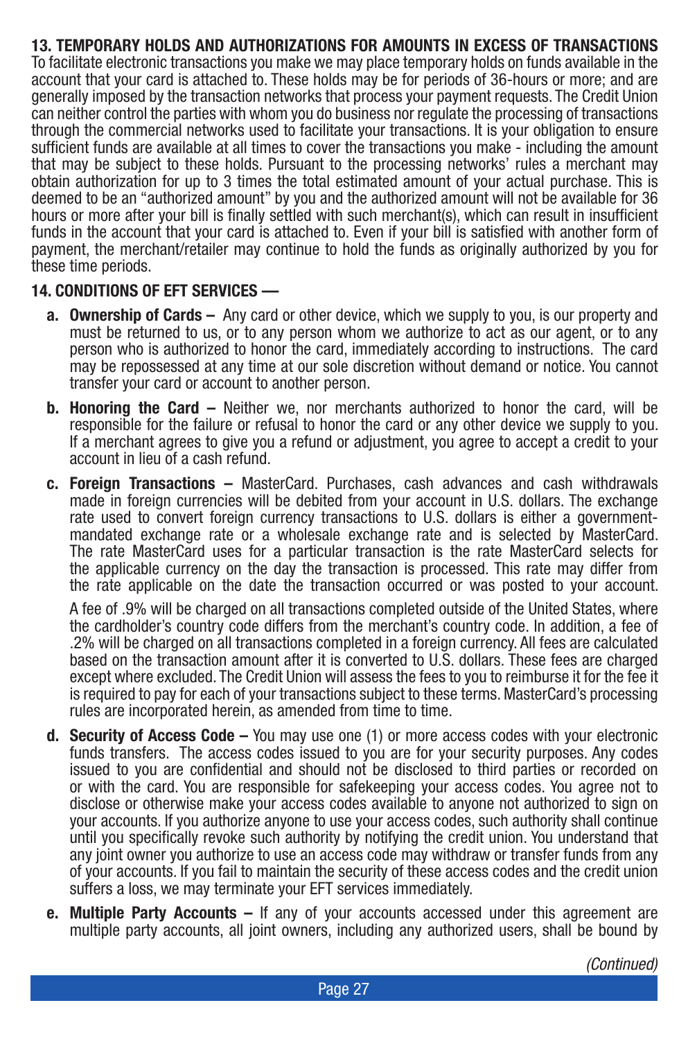**13. TEMPORARY HOLDS AND AUTHORIZATIONS FOR AMOUNTS IN EXCESS OF TRANSACTIONS**
To facilitate electronic transactions you make we may place temporary holds on funds available in the account that your card is attached to. These holds may be for periods of 36-hours or more; and are generally imposed by the transaction networks that process your payment requests. The Credit Union can neither control the parties with whom you do business nor regulate the processing of transactions through the commercial networks used to facilitate your transactions. It is your obligation to ensure sufficient funds are available at all times to cover the transactions you make - including the amount that may be subject to these holds. Pursuant to the processing networks' rules a merchant may obtain authorization for up to 3 times the total estimated amount of your actual purchase. This is deemed to be an "authorized amount" by you and the authorized amount will not be available for 36 hours or more after your bill is finally settled with such merchant(s), which can result in insufficient funds in the account that your card is attached to. Even if your bill is satisfied with another form of payment, the merchant/retailer may continue to hold the funds as originally authorized by you for these time periods.

**14. CONDITIONS OF EFT SERVICES —**

**a. Ownership of Cards –** Any card or other device, which we supply to you, is our property and must be returned to us, or to any person whom we authorize to act as our agent, or to any person who is authorized to honor the card, immediately according to instructions. The card may be repossessed at any time at our sole discretion without demand or notice. You cannot transfer your card or account to another person.

**b. Honoring the Card –** Neither we, nor merchants authorized to honor the card, will be responsible for the failure or refusal to honor the card or any other device we supply to you. If a merchant agrees to give you a refund or adjustment, you agree to accept a credit to your account in lieu of a cash refund.

**c. Foreign Transactions –** MasterCard. Purchases, cash advances and cash withdrawals made in foreign currencies will be debited from your account in U.S. dollars. The exchange rate used to convert foreign currency transactions to U.S. dollars is either a government-mandated exchange rate or a wholesale exchange rate and is selected by MasterCard. The rate MasterCard uses for a particular transaction is the rate MasterCard selects for the applicable currency on the day the transaction is processed. This rate may differ from the rate applicable on the date the transaction occurred or was posted to your account.

A fee of .9% will be charged on all transactions completed outside of the United States, where the cardholder's country code differs from the merchant's country code. In addition, a fee of .2% will be charged on all transactions completed in a foreign currency. All fees are calculated based on the transaction amount after it is converted to U.S. dollars. These fees are charged except where excluded. The Credit Union will assess the fees to you to reimburse it for the fee it is required to pay for each of your transactions subject to these terms. MasterCard's processing rules are incorporated herein, as amended from time to time.

**d. Security of Access Code –** You may use one (1) or more access codes with your electronic funds transfers. The access codes issued to you are for your security purposes. Any codes issued to you are confidential and should not be disclosed to third parties or recorded on or with the card. You are responsible for safekeeping your access codes. You agree not to disclose or otherwise make your access codes available to anyone not authorized to sign on your accounts. If you authorize anyone to use your access codes, such authority shall continue until you specifically revoke such authority by notifying the credit union. You understand that any joint owner you authorize to use an access code may withdraw or transfer funds from any of your accounts. If you fail to maintain the security of these access codes and the credit union suffers a loss, we may terminate your EFT services immediately.

**e. Multiple Party Accounts –** If any of your accounts accessed under this agreement are multiple party accounts, all joint owners, including any authorized users, shall be bound by

*(Continued)*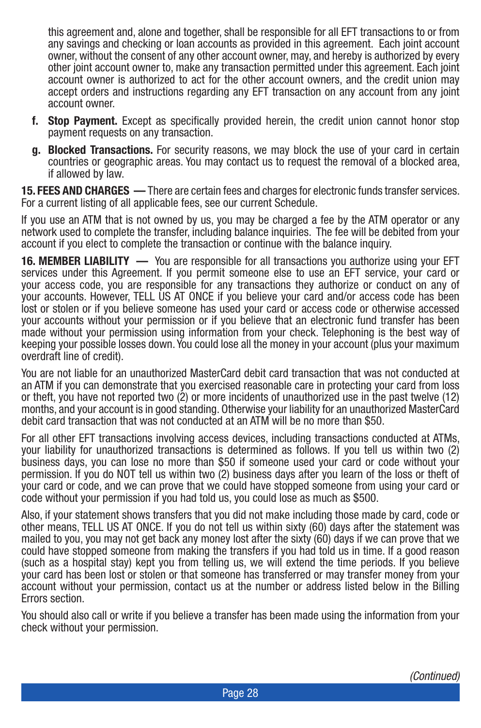this agreement and, alone and together, shall be responsible for all EFT transactions to or from any savings and checking or loan accounts as provided in this agreement. Each joint account owner, without the consent of any other account owner, may, and hereby is authorized by every other joint account owner to, make any transaction permitted under this agreement. Each joint account owner is authorized to act for the other account owners, and the credit union may accept orders and instructions regarding any EFT transaction on any account from any joint account owner.

**f. Stop Payment.** Except as specifically provided herein, the credit union cannot honor stop payment requests on any transaction.

**g. Blocked Transactions.** For security reasons, we may block the use of your card in certain countries or geographic areas. You may contact us to request the removal of a blocked area, if allowed by law.

**15. FEES AND CHARGES —** There are certain fees and charges for electronic funds transfer services. For a current listing of all applicable fees, see our current Schedule.

If you use an ATM that is not owned by us, you may be charged a fee by the ATM operator or any network used to complete the transfer, including balance inquiries. The fee will be debited from your account if you elect to complete the transaction or continue with the balance inquiry.

**16. MEMBER LIABILITY —** You are responsible for all transactions you authorize using your EFT services under this Agreement. If you permit someone else to use an EFT service, your card or your access code, you are responsible for any transactions they authorize or conduct on any of your accounts. However, TELL US AT ONCE if you believe your card and/or access code has been lost or stolen or if you believe someone has used your card or access code or otherwise accessed your accounts without your permission or if you believe that an electronic fund transfer has been made without your permission using information from your check. Telephoning is the best way of keeping your possible losses down. You could lose all the money in your account (plus your maximum overdraft line of credit).

You are not liable for an unauthorized MasterCard debit card transaction that was not conducted at an ATM if you can demonstrate that you exercised reasonable care in protecting your card from loss or theft, you have not reported two (2) or more incidents of unauthorized use in the past twelve (12) months, and your account is in good standing. Otherwise your liability for an unauthorized MasterCard debit card transaction that was not conducted at an ATM will be no more than $50.

For all other EFT transactions involving access devices, including transactions conducted at ATMs, your liability for unauthorized transactions is determined as follows. If you tell us within two (2) business days, you can lose no more than $50 if someone used your card or code without your permission. If you do NOT tell us within two (2) business days after you learn of the loss or theft of your card or code, and we can prove that we could have stopped someone from using your card or code without your permission if you had told us, you could lose as much as $500.

Also, if your statement shows transfers that you did not make including those made by card, code or other means, TELL US AT ONCE. If you do not tell us within sixty (60) days after the statement was mailed to you, you may not get back any money lost after the sixty (60) days if we can prove that we could have stopped someone from making the transfers if you had told us in time. If a good reason (such as a hospital stay) kept you from telling us, we will extend the time periods. If you believe your card has been lost or stolen or that someone has transferred or may transfer money from your account without your permission, contact us at the number or address listed below in the Billing Errors section.

You should also call or write if you believe a transfer has been made using the information from your check without your permission.

*(Continued)*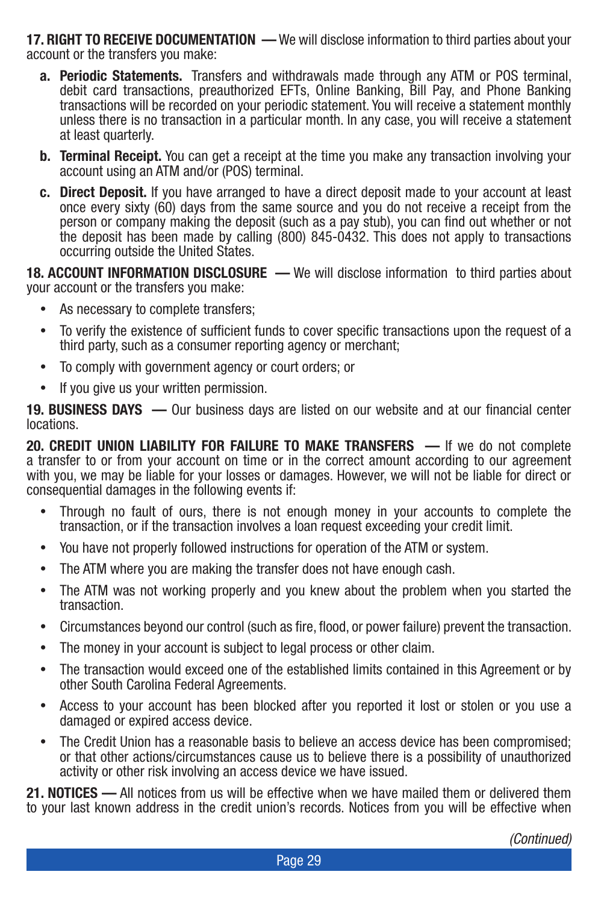**17. RIGHT TO RECEIVE DOCUMENTATION —** We will disclose information to third parties about your account or the transfers you make:

**a. Periodic Statements.** Transfers and withdrawals made through any ATM or POS terminal, debit card transactions, preauthorized EFTs, Online Banking, Bill Pay, and Phone Banking transactions will be recorded on your periodic statement. You will receive a statement monthly unless there is no transaction in a particular month. In any case, you will receive a statement at least quarterly.

**b. Terminal Receipt.** You can get a receipt at the time you make any transaction involving your account using an ATM and/or (POS) terminal.

**c. Direct Deposit.** If you have arranged to have a direct deposit made to your account at least once every sixty (60) days from the same source and you do not receive a receipt from the person or company making the deposit (such as a pay stub), you can find out whether or not the deposit has been made by calling (800) 845-0432. This does not apply to transactions occurring outside the United States.

**18. ACCOUNT INFORMATION DISCLOSURE —** We will disclose information to third parties about your account or the transfers you make:

- As necessary to complete transfers;
- To verify the existence of sufficient funds to cover specific transactions upon the request of a third party, such as a consumer reporting agency or merchant;
- To comply with government agency or court orders; or
- If you give us your written permission.

**19. BUSINESS DAYS —** Our business days are listed on our website and at our financial center locations.

**20. CREDIT UNION LIABILITY FOR FAILURE TO MAKE TRANSFERS —** If we do not complete a transfer to or from your account on time or in the correct amount according to our agreement with you, we may be liable for your losses or damages. However, we will not be liable for direct or consequential damages in the following events if:

- Through no fault of ours, there is not enough money in your accounts to complete the transaction, or if the transaction involves a loan request exceeding your credit limit.
- You have not properly followed instructions for operation of the ATM or system.
- The ATM where you are making the transfer does not have enough cash.
- The ATM was not working properly and you knew about the problem when you started the transaction.
- Circumstances beyond our control (such as fire, flood, or power failure) prevent the transaction.
- The money in your account is subject to legal process or other claim.
- The transaction would exceed one of the established limits contained in this Agreement or by other South Carolina Federal Agreements.
- Access to your account has been blocked after you reported it lost or stolen or you use a damaged or expired access device.
- The Credit Union has a reasonable basis to believe an access device has been compromised; or that other actions/circumstances cause us to believe there is a possibility of unauthorized activity or other risk involving an access device we have issued.

**21. NOTICES —** All notices from us will be effective when we have mailed them or delivered them to your last known address in the credit union's records. Notices from you will be effective when

*(Continued)*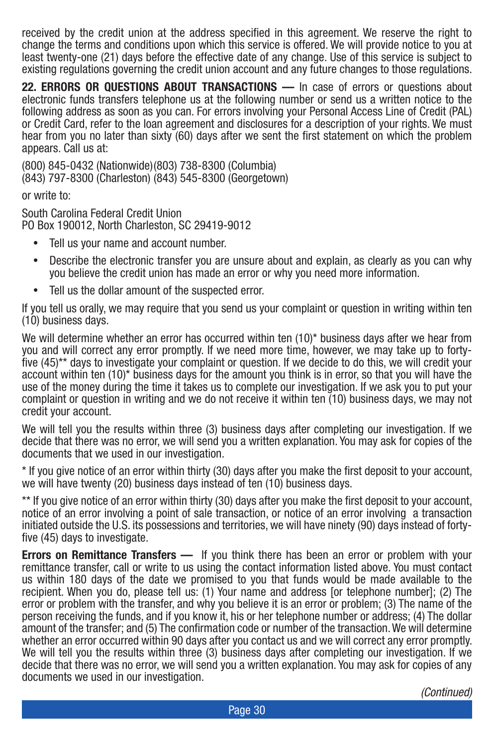received by the credit union at the address specified in this agreement. We reserve the right to change the terms and conditions upon which this service is offered. We will provide notice to you at least twenty-one (21) days before the effective date of any change. Use of this service is subject to existing regulations governing the credit union account and any future changes to those regulations.

**22. ERRORS OR QUESTIONS ABOUT TRANSACTIONS —** In case of errors or questions about electronic funds transfers telephone us at the following number or send us a written notice to the following address as soon as you can. For errors involving your Personal Access Line of Credit (PAL) or Credit Card, refer to the loan agreement and disclosures for a description of your rights. We must hear from you no later than sixty (60) days after we sent the first statement on which the problem appears. Call us at:

(800) 845-0432 (Nationwide)(803) 738-8300 (Columbia)
(843) 797-8300 (Charleston) (843) 545-8300 (Georgetown)

or write to:

South Carolina Federal Credit Union
PO Box 190012, North Charleston, SC 29419-9012

- Tell us your name and account number.
- Describe the electronic transfer you are unsure about and explain, as clearly as you can why you believe the credit union has made an error or why you need more information.
- Tell us the dollar amount of the suspected error.

If you tell us orally, we may require that you send us your complaint or question in writing within ten (10) business days.

We will determine whether an error has occurred within ten (10)* business days after we hear from you and will correct any error promptly. If we need more time, however, we may take up to forty-five (45)** days to investigate your complaint or question. If we decide to do this, we will credit your account within ten (10)* business days for the amount you think is in error, so that you will have the use of the money during the time it takes us to complete our investigation. If we ask you to put your complaint or question in writing and we do not receive it within ten (10) business days, we may not credit your account.

We will tell you the results within three (3) business days after completing our investigation. If we decide that there was no error, we will send you a written explanation. You may ask for copies of the documents that we used in our investigation.

* If you give notice of an error within thirty (30) days after you make the first deposit to your account, we will have twenty (20) business days instead of ten (10) business days.

** If you give notice of an error within thirty (30) days after you make the first deposit to your account, notice of an error involving a point of sale transaction, or notice of an error involving a transaction initiated outside the U.S. its possessions and territories, we will have ninety (90) days instead of forty-five (45) days to investigate.

**Errors on Remittance Transfers —** If you think there has been an error or problem with your remittance transfer, call or write to us using the contact information listed above. You must contact us within 180 days of the date we promised to you that funds would be made available to the recipient. When you do, please tell us: (1) Your name and address [or telephone number]; (2) The error or problem with the transfer, and why you believe it is an error or problem; (3) The name of the person receiving the funds, and if you know it, his or her telephone number or address; (4) The dollar amount of the transfer; and (5) The confirmation code or number of the transaction. We will determine whether an error occurred within 90 days after you contact us and we will correct any error promptly. We will tell you the results within three (3) business days after completing our investigation. If we decide that there was no error, we will send you a written explanation. You may ask for copies of any documents we used in our investigation.

*(Continued)*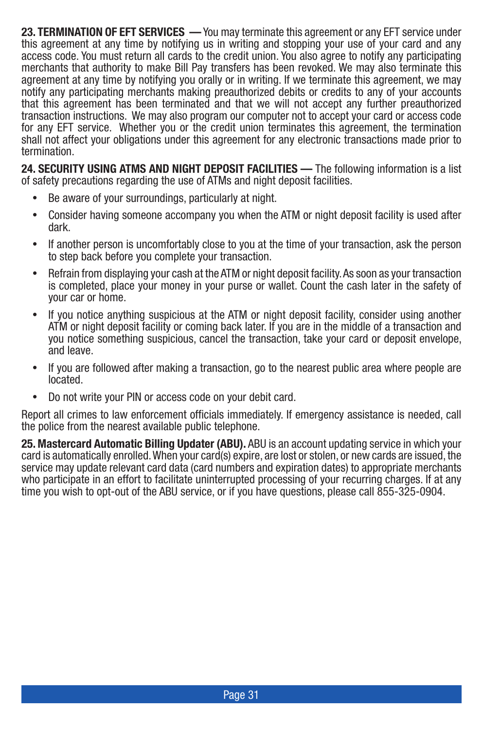**23. TERMINATION OF EFT SERVICES —** You may terminate this agreement or any EFT service under this agreement at any time by notifying us in writing and stopping your use of your card and any access code. You must return all cards to the credit union. You also agree to notify any participating merchants that authority to make Bill Pay transfers has been revoked. We may also terminate this agreement at any time by notifying you orally or in writing. If we terminate this agreement, we may notify any participating merchants making preauthorized debits or credits to any of your accounts that this agreement has been terminated and that we will not accept any further preauthorized transaction instructions. We may also program our computer not to accept your card or access code for any EFT service. Whether you or the credit union terminates this agreement, the termination shall not affect your obligations under this agreement for any electronic transactions made prior to termination.

**24. SECURITY USING ATMS AND NIGHT DEPOSIT FACILITIES —** The following information is a list of safety precautions regarding the use of ATMs and night deposit facilities.

- Be aware of your surroundings, particularly at night.
- Consider having someone accompany you when the ATM or night deposit facility is used after dark.
- If another person is uncomfortably close to you at the time of your transaction, ask the person to step back before you complete your transaction.
- Refrain from displaying your cash at the ATM or night deposit facility. As soon as your transaction is completed, place your money in your purse or wallet. Count the cash later in the safety of your car or home.
- If you notice anything suspicious at the ATM or night deposit facility, consider using another ATM or night deposit facility or coming back later. If you are in the middle of a transaction and you notice something suspicious, cancel the transaction, take your card or deposit envelope, and leave.
- If you are followed after making a transaction, go to the nearest public area where people are located.
- Do not write your PIN or access code on your debit card.

Report all crimes to law enforcement officials immediately. If emergency assistance is needed, call the police from the nearest available public telephone.

**25. Mastercard Automatic Billing Updater (ABU).** ABU is an account updating service in which your card is automatically enrolled. When your card(s) expire, are lost or stolen, or new cards are issued, the service may update relevant card data (card numbers and expiration dates) to appropriate merchants who participate in an effort to facilitate uninterrupted processing of your recurring charges. If at any time you wish to opt-out of the ABU service, or if you have questions, please call 855-325-0904.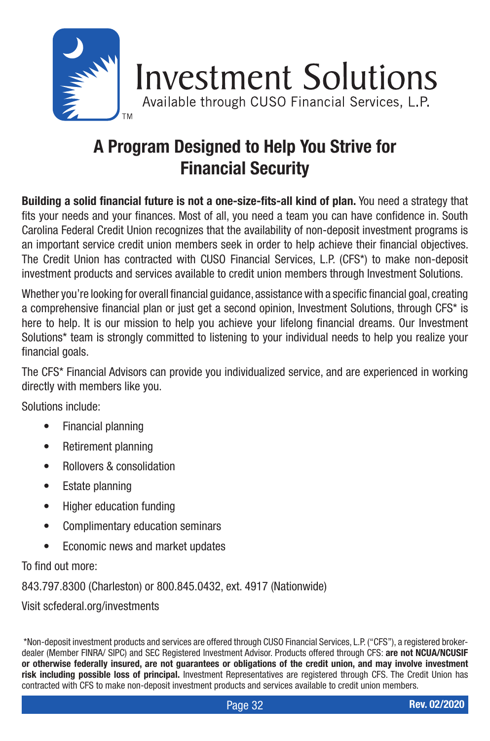Investment Solutions™

Available through CUSO Financial Services, L.P.

# A Program Designed to Help You Strive for Financial Security

**Building a solid financial future is not a one-size-fits-all kind of plan.** You need a strategy that fits your needs and your finances. Most of all, you need a team you can have confidence in. South Carolina Federal Credit Union recognizes that the availability of non-deposit investment programs is an important service credit union members seek in order to help achieve their financial objectives. The Credit Union has contracted with CUSO Financial Services, L.P. (CFS*) to make non-deposit investment products and services available to credit union members through Investment Solutions.

Whether you're looking for overall financial guidance, assistance with a specific financial goal, creating a comprehensive financial plan or just get a second opinion, Investment Solutions, through CFS* is here to help. It is our mission to help you achieve your lifelong financial dreams. Our Investment Solutions* team is strongly committed to listening to your individual needs to help you realize your financial goals.

The CFS* Financial Advisors can provide you individualized service, and are experienced in working directly with members like you.

Solutions include:

- Financial planning
- Retirement planning
- Rollovers & consolidation
- Estate planning
- Higher education funding
- Complimentary education seminars
- Economic news and market updates

To find out more:

843.797.8300 (Charleston) or 800.845.0432, ext. 4917 (Nationwide)

Visit scfederal.org/investments

*Non-deposit investment products and services are offered through CUSO Financial Services, L.P. ("CFS"), a registered broker-dealer (Member FINRA/ SIPC) and SEC Registered Investment Advisor. Products offered through CFS: **are not NCUA/NCUSIF or otherwise federally insured, are not guarantees or obligations of the credit union, and may involve investment risk including possible loss of principal.** Investment Representatives are registered through CFS. The Credit Union has contracted with CFS to make non-deposit investment products and services available to credit union members.

Rev. 02/2020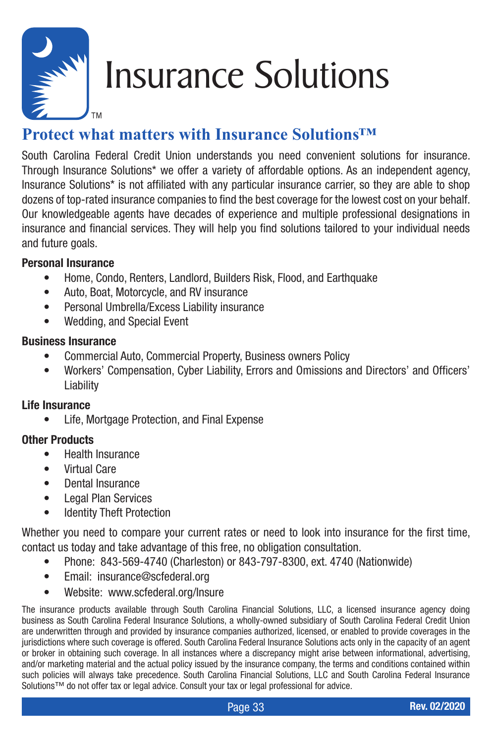# Insurance Solutions™

## Protect what matters with Insurance Solutions™

South Carolina Federal Credit Union understands you need convenient solutions for insurance. Through Insurance Solutions* we offer a variety of affordable options. As an independent agency, Insurance Solutions* is not affiliated with any particular insurance carrier, so they are able to shop dozens of top-rated insurance companies to find the best coverage for the lowest cost on your behalf. Our knowledgeable agents have decades of experience and multiple professional designations in insurance and financial services. They will help you find solutions tailored to your individual needs and future goals.

**Personal Insurance**

- Home, Condo, Renters, Landlord, Builders Risk, Flood, and Earthquake
- Auto, Boat, Motorcycle, and RV insurance
- Personal Umbrella/Excess Liability insurance
- Wedding, and Special Event

**Business Insurance**

- Commercial Auto, Commercial Property, Business owners Policy
- Workers' Compensation, Cyber Liability, Errors and Omissions and Directors' and Officers' Liability

**Life Insurance**

- Life, Mortgage Protection, and Final Expense

**Other Products**

- Health Insurance
- Virtual Care
- Dental Insurance
- Legal Plan Services
- Identity Theft Protection

Whether you need to compare your current rates or need to look into insurance for the first time, contact us today and take advantage of this free, no obligation consultation.

- Phone: 843-569-4740 (Charleston) or 843-797-8300, ext. 4740 (Nationwide)
- Email: insurance@scfederal.org
- Website: www.scfederal.org/Insure

The insurance products available through South Carolina Financial Solutions, LLC, a licensed insurance agency doing business as South Carolina Federal Insurance Solutions, a wholly-owned subsidiary of South Carolina Federal Credit Union are underwritten through and provided by insurance companies authorized, licensed, or enabled to provide coverages in the jurisdictions where such coverage is offered. South Carolina Federal Insurance Solutions acts only in the capacity of an agent or broker in obtaining such coverage. In all instances where a discrepancy might arise between informational, advertising, and/or marketing material and the actual policy issued by the insurance company, the terms and conditions contained within such policies will always take precedence. South Carolina Financial Solutions, LLC and South Carolina Federal Insurance Solutions™ do not offer tax or legal advice. Consult your tax or legal professional for advice.

**Rev. 02/2020**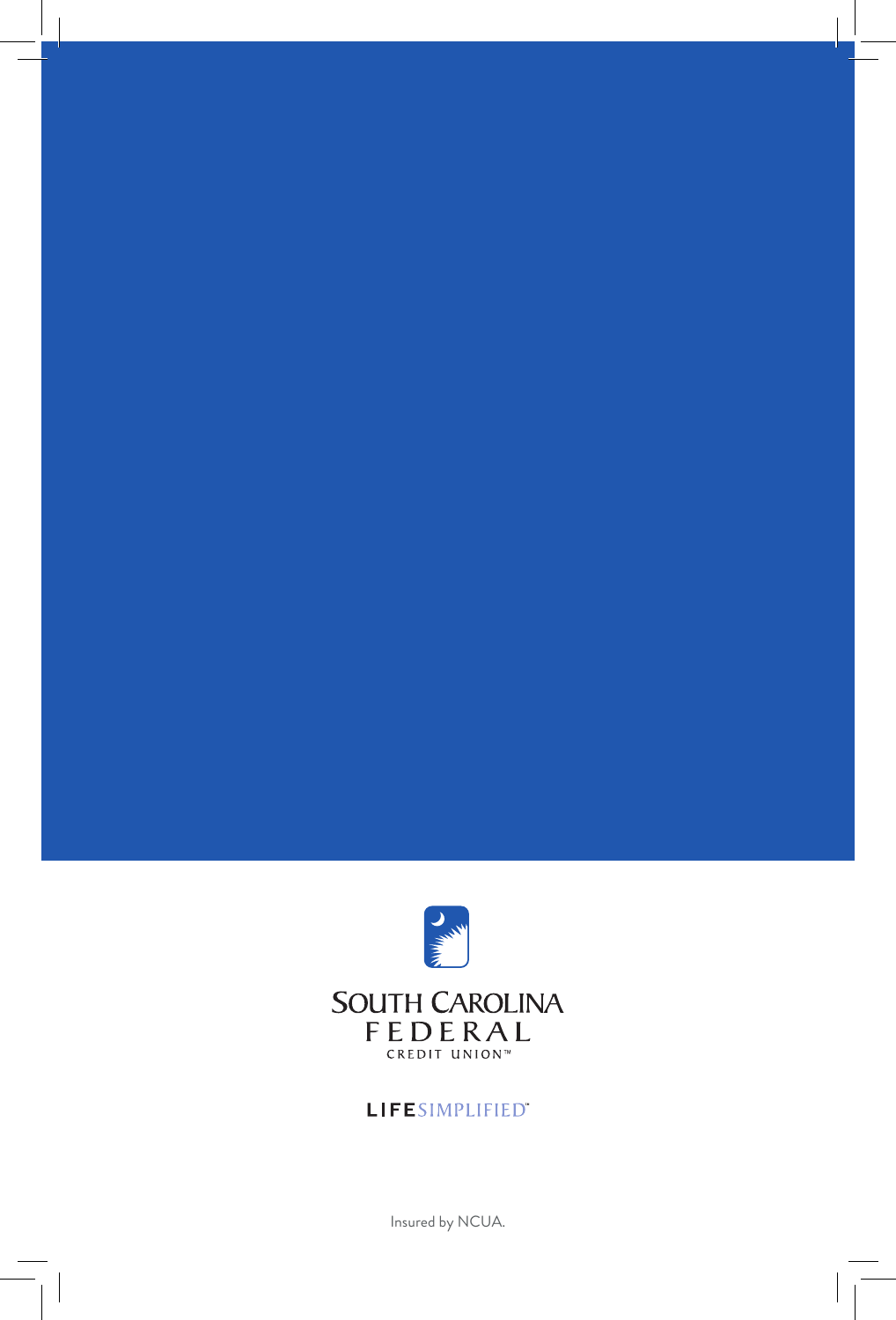SOUTH CAROLINA
FEDERAL
CREDIT UNION™

LIFESIMPLIFIED℠

Insured by NCUA.